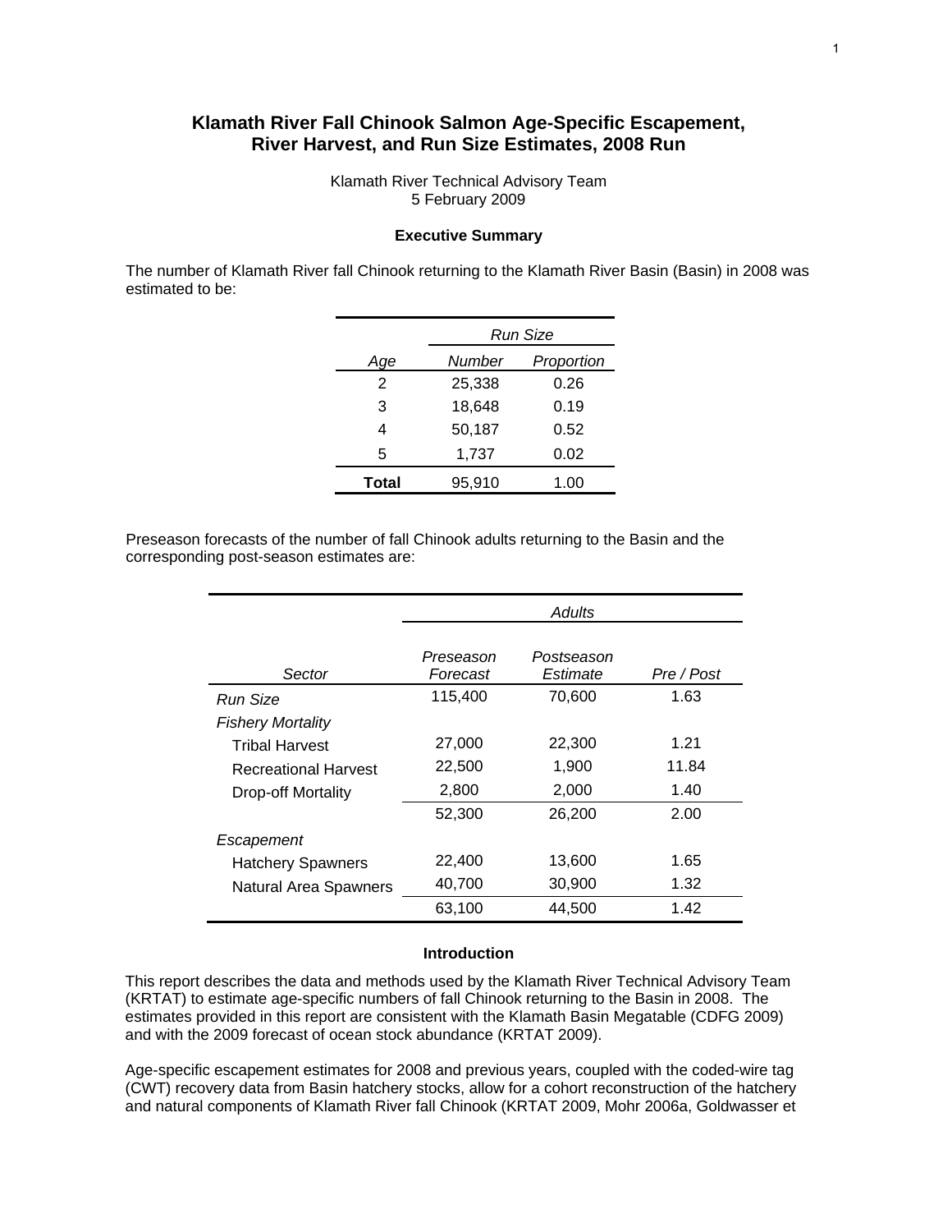# Klamath River Fall Chinook Salmon Age-Specific Escapement, River Harvest, and Run Size Estimates, 2008 Run

Klamath River Technical Advisory Team
5 February 2009

## Executive Summary

The number of Klamath River fall Chinook returning to the Klamath River Basin (Basin) in 2008 was estimated to be:

| | *Run Size* | |
|---|---|---|
| *Age* | *Number* | *Proportion* |
| 2 | 25,338 | 0.26 |
| 3 | 18,648 | 0.19 |
| 4 | 50,187 | 0.52 |
| 5 | 1,737 | 0.02 |
| **Total** | 95,910 | 1.00 |

Preseason forecasts of the number of fall Chinook adults returning to the Basin and the corresponding post-season estimates are:

| | *Adults* | | |
|---|---|---|---|
| *Sector* | *Preseason Forecast* | *Postseason Estimate* | *Pre / Post* |
| *Run Size* | 115,400 | 70,600 | 1.63 |
| *Fishery Mortality* | | | |
| Tribal Harvest | 27,000 | 22,300 | 1.21 |
| Recreational Harvest | 22,500 | 1,900 | 11.84 |
| Drop-off Mortality | 2,800 | 2,000 | 1.40 |
| | 52,300 | 26,200 | 2.00 |
| *Escapement* | | | |
| Hatchery Spawners | 22,400 | 13,600 | 1.65 |
| Natural Area Spawners | 40,700 | 30,900 | 1.32 |
| | 63,100 | 44,500 | 1.42 |

## Introduction

This report describes the data and methods used by the Klamath River Technical Advisory Team (KRTAT) to estimate age-specific numbers of fall Chinook returning to the Basin in 2008. The estimates provided in this report are consistent with the Klamath Basin Megatable (CDFG 2009) and with the 2009 forecast of ocean stock abundance (KRTAT 2009).

Age-specific escapement estimates for 2008 and previous years, coupled with the coded-wire tag (CWT) recovery data from Basin hatchery stocks, allow for a cohort reconstruction of the hatchery and natural components of Klamath River fall Chinook (KRTAT 2009, Mohr 2006a, Goldwasser et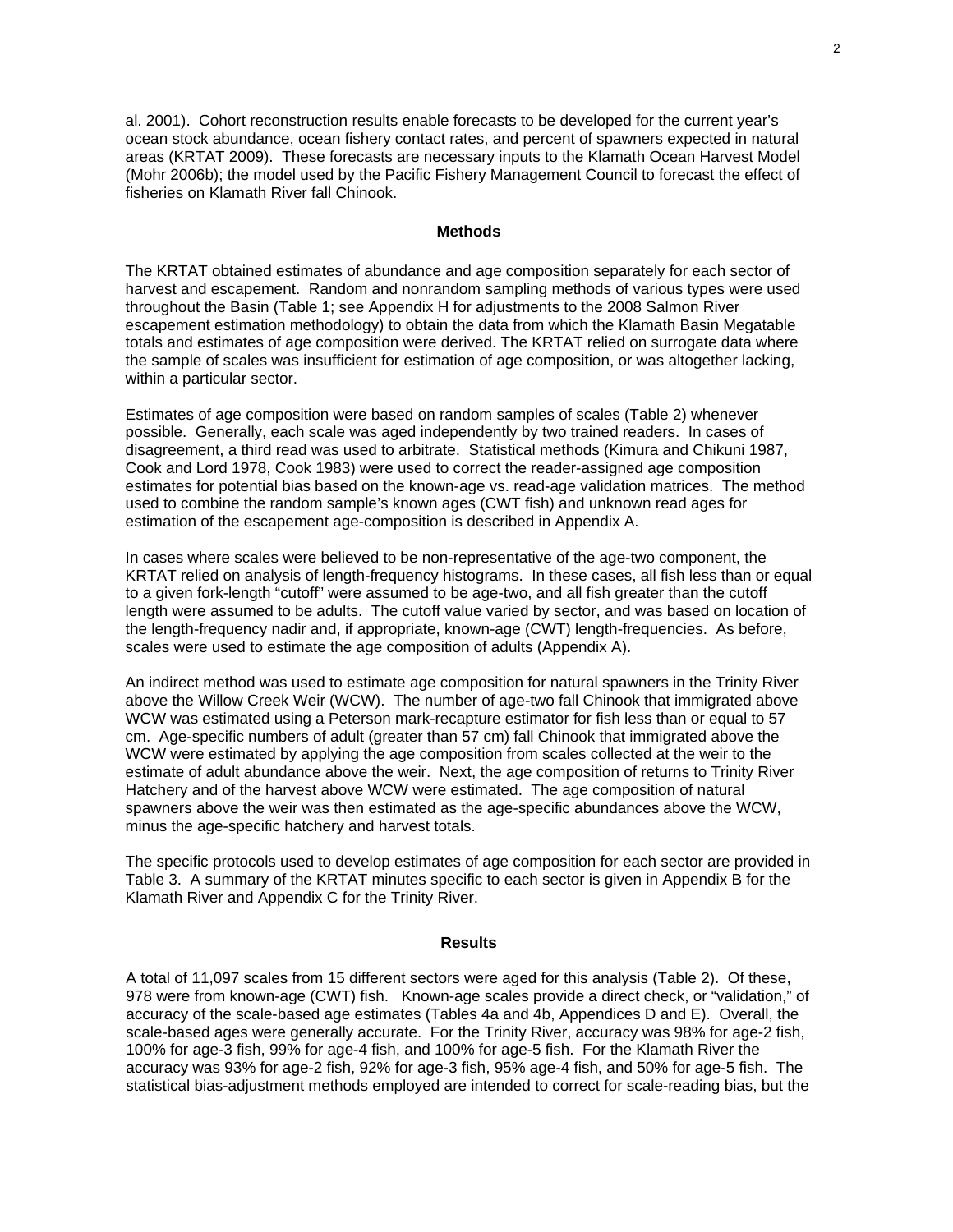al. 2001). Cohort reconstruction results enable forecasts to be developed for the current year's ocean stock abundance, ocean fishery contact rates, and percent of spawners expected in natural areas (KRTAT 2009). These forecasts are necessary inputs to the Klamath Ocean Harvest Model (Mohr 2006b); the model used by the Pacific Fishery Management Council to forecast the effect of fisheries on Klamath River fall Chinook.

## Methods

The KRTAT obtained estimates of abundance and age composition separately for each sector of harvest and escapement. Random and nonrandom sampling methods of various types were used throughout the Basin (Table 1; see Appendix H for adjustments to the 2008 Salmon River escapement estimation methodology) to obtain the data from which the Klamath Basin Megatable totals and estimates of age composition were derived. The KRTAT relied on surrogate data where the sample of scales was insufficient for estimation of age composition, or was altogether lacking, within a particular sector.

Estimates of age composition were based on random samples of scales (Table 2) whenever possible. Generally, each scale was aged independently by two trained readers. In cases of disagreement, a third read was used to arbitrate. Statistical methods (Kimura and Chikuni 1987, Cook and Lord 1978, Cook 1983) were used to correct the reader-assigned age composition estimates for potential bias based on the known-age vs. read-age validation matrices. The method used to combine the random sample's known ages (CWT fish) and unknown read ages for estimation of the escapement age-composition is described in Appendix A.

In cases where scales were believed to be non-representative of the age-two component, the KRTAT relied on analysis of length-frequency histograms. In these cases, all fish less than or equal to a given fork-length "cutoff" were assumed to be age-two, and all fish greater than the cutoff length were assumed to be adults. The cutoff value varied by sector, and was based on location of the length-frequency nadir and, if appropriate, known-age (CWT) length-frequencies. As before, scales were used to estimate the age composition of adults (Appendix A).

An indirect method was used to estimate age composition for natural spawners in the Trinity River above the Willow Creek Weir (WCW). The number of age-two fall Chinook that immigrated above WCW was estimated using a Peterson mark-recapture estimator for fish less than or equal to 57 cm. Age-specific numbers of adult (greater than 57 cm) fall Chinook that immigrated above the WCW were estimated by applying the age composition from scales collected at the weir to the estimate of adult abundance above the weir. Next, the age composition of returns to Trinity River Hatchery and of the harvest above WCW were estimated. The age composition of natural spawners above the weir was then estimated as the age-specific abundances above the WCW, minus the age-specific hatchery and harvest totals.

The specific protocols used to develop estimates of age composition for each sector are provided in Table 3. A summary of the KRTAT minutes specific to each sector is given in Appendix B for the Klamath River and Appendix C for the Trinity River.

## Results

A total of 11,097 scales from 15 different sectors were aged for this analysis (Table 2). Of these, 978 were from known-age (CWT) fish. Known-age scales provide a direct check, or "validation," of accuracy of the scale-based age estimates (Tables 4a and 4b, Appendices D and E). Overall, the scale-based ages were generally accurate. For the Trinity River, accuracy was 98% for age-2 fish, 100% for age-3 fish, 99% for age-4 fish, and 100% for age-5 fish. For the Klamath River the accuracy was 93% for age-2 fish, 92% for age-3 fish, 95% age-4 fish, and 50% for age-5 fish. The statistical bias-adjustment methods employed are intended to correct for scale-reading bias, but the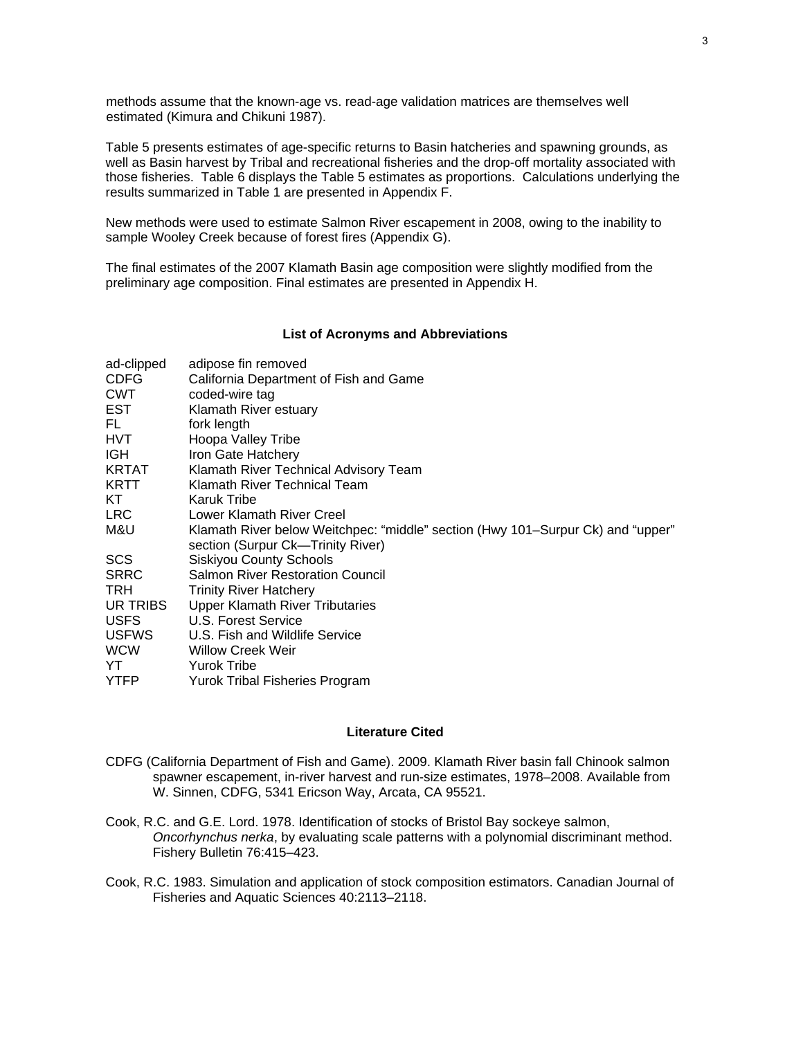methods assume that the known-age vs. read-age validation matrices are themselves well estimated (Kimura and Chikuni 1987).

Table 5 presents estimates of age-specific returns to Basin hatcheries and spawning grounds, as well as Basin harvest by Tribal and recreational fisheries and the drop-off mortality associated with those fisheries. Table 6 displays the Table 5 estimates as proportions. Calculations underlying the results summarized in Table 1 are presented in Appendix F.

New methods were used to estimate Salmon River escapement in 2008, owing to the inability to sample Wooley Creek because of forest fires (Appendix G).

The final estimates of the 2007 Klamath Basin age composition were slightly modified from the preliminary age composition. Final estimates are presented in Appendix H.

## List of Acronyms and Abbreviations

| | |
|---|---|
| ad-clipped | adipose fin removed |
| CDFG | California Department of Fish and Game |
| CWT | coded-wire tag |
| EST | Klamath River estuary |
| FL | fork length |
| HVT | Hoopa Valley Tribe |
| IGH | Iron Gate Hatchery |
| KRTAT | Klamath River Technical Advisory Team |
| KRTT | Klamath River Technical Team |
| KT | Karuk Tribe |
| LRC | Lower Klamath River Creel |
| M&U | Klamath River below Weitchpec: "middle" section (Hwy 101–Surpur Ck) and "upper" section (Surpur Ck—Trinity River) |
| SCS | Siskiyou County Schools |
| SRRC | Salmon River Restoration Council |
| TRH | Trinity River Hatchery |
| UR TRIBS | Upper Klamath River Tributaries |
| USFS | U.S. Forest Service |
| USFWS | U.S. Fish and Wildlife Service |
| WCW | Willow Creek Weir |
| YT | Yurok Tribe |
| YTFP | Yurok Tribal Fisheries Program |

## Literature Cited

CDFG (California Department of Fish and Game). 2009. Klamath River basin fall Chinook salmon spawner escapement, in-river harvest and run-size estimates, 1978–2008. Available from W. Sinnen, CDFG, 5341 Ericson Way, Arcata, CA 95521.

Cook, R.C. and G.E. Lord. 1978. Identification of stocks of Bristol Bay sockeye salmon, *Oncorhynchus nerka*, by evaluating scale patterns with a polynomial discriminant method. Fishery Bulletin 76:415–423.

Cook, R.C. 1983. Simulation and application of stock composition estimators. Canadian Journal of Fisheries and Aquatic Sciences 40:2113–2118.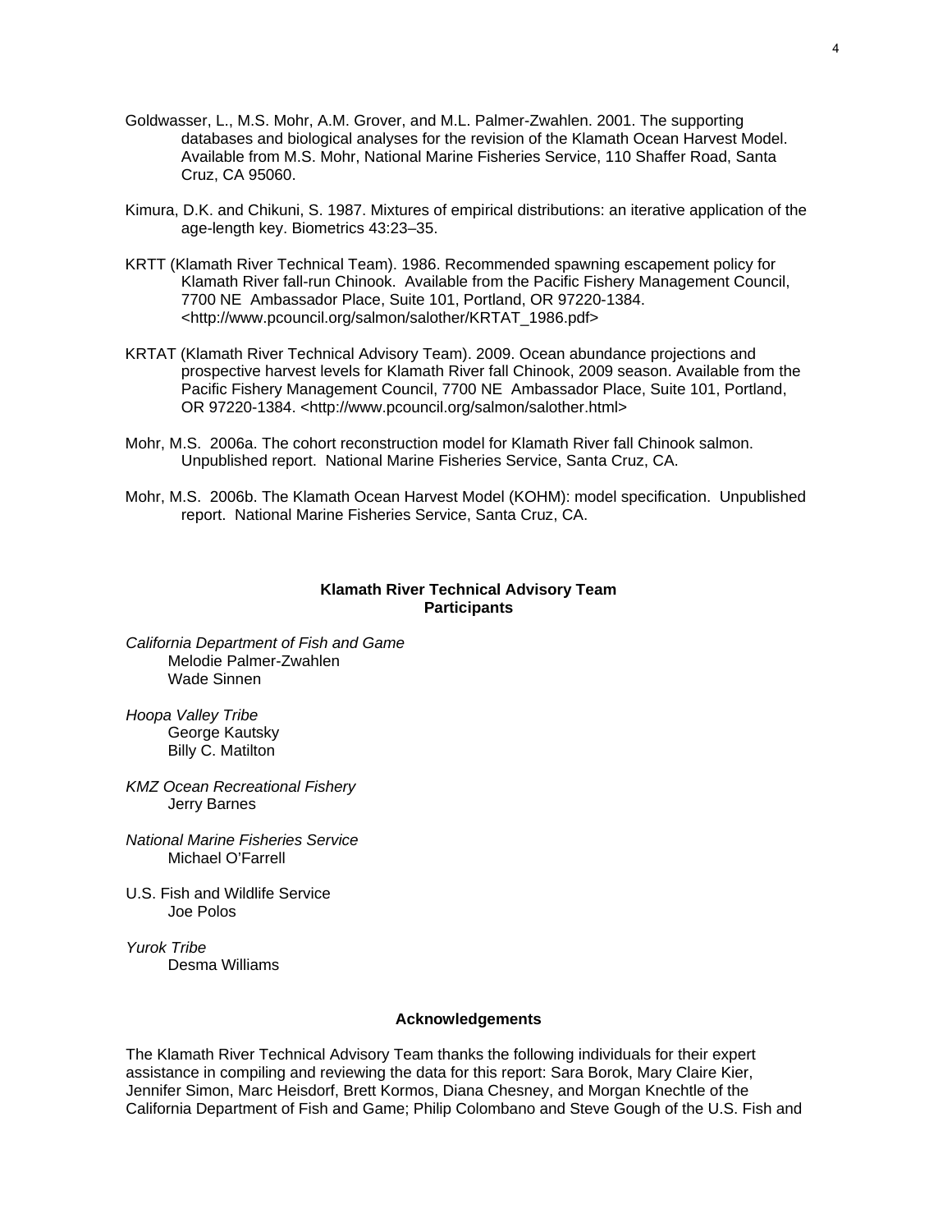Goldwasser, L., M.S. Mohr, A.M. Grover, and M.L. Palmer-Zwahlen. 2001. The supporting databases and biological analyses for the revision of the Klamath Ocean Harvest Model. Available from M.S. Mohr, National Marine Fisheries Service, 110 Shaffer Road, Santa Cruz, CA 95060.

Kimura, D.K. and Chikuni, S. 1987. Mixtures of empirical distributions: an iterative application of the age-length key. Biometrics 43:23–35.

KRTT (Klamath River Technical Team). 1986. Recommended spawning escapement policy for Klamath River fall-run Chinook. Available from the Pacific Fishery Management Council, 7700 NE Ambassador Place, Suite 101, Portland, OR 97220-1384. <http://www.pcouncil.org/salmon/salother/KRTAT_1986.pdf>

KRTAT (Klamath River Technical Advisory Team). 2009. Ocean abundance projections and prospective harvest levels for Klamath River fall Chinook, 2009 season. Available from the Pacific Fishery Management Council, 7700 NE Ambassador Place, Suite 101, Portland, OR 97220-1384. <http://www.pcouncil.org/salmon/salother.html>

Mohr, M.S. 2006a. The cohort reconstruction model for Klamath River fall Chinook salmon. Unpublished report. National Marine Fisheries Service, Santa Cruz, CA.

Mohr, M.S. 2006b. The Klamath Ocean Harvest Model (KOHM): model specification. Unpublished report. National Marine Fisheries Service, Santa Cruz, CA.

## Klamath River Technical Advisory Team Participants

*California Department of Fish and Game*
Melodie Palmer-Zwahlen
Wade Sinnen

*Hoopa Valley Tribe*
George Kautsky
Billy C. Matilton

*KMZ Ocean Recreational Fishery*
Jerry Barnes

*National Marine Fisheries Service*
Michael O'Farrell

U.S. Fish and Wildlife Service
Joe Polos

*Yurok Tribe*
Desma Williams

## Acknowledgements

The Klamath River Technical Advisory Team thanks the following individuals for their expert assistance in compiling and reviewing the data for this report: Sara Borok, Mary Claire Kier, Jennifer Simon, Marc Heisdorf, Brett Kormos, Diana Chesney, and Morgan Knechtle of the California Department of Fish and Game; Philip Colombano and Steve Gough of the U.S. Fish and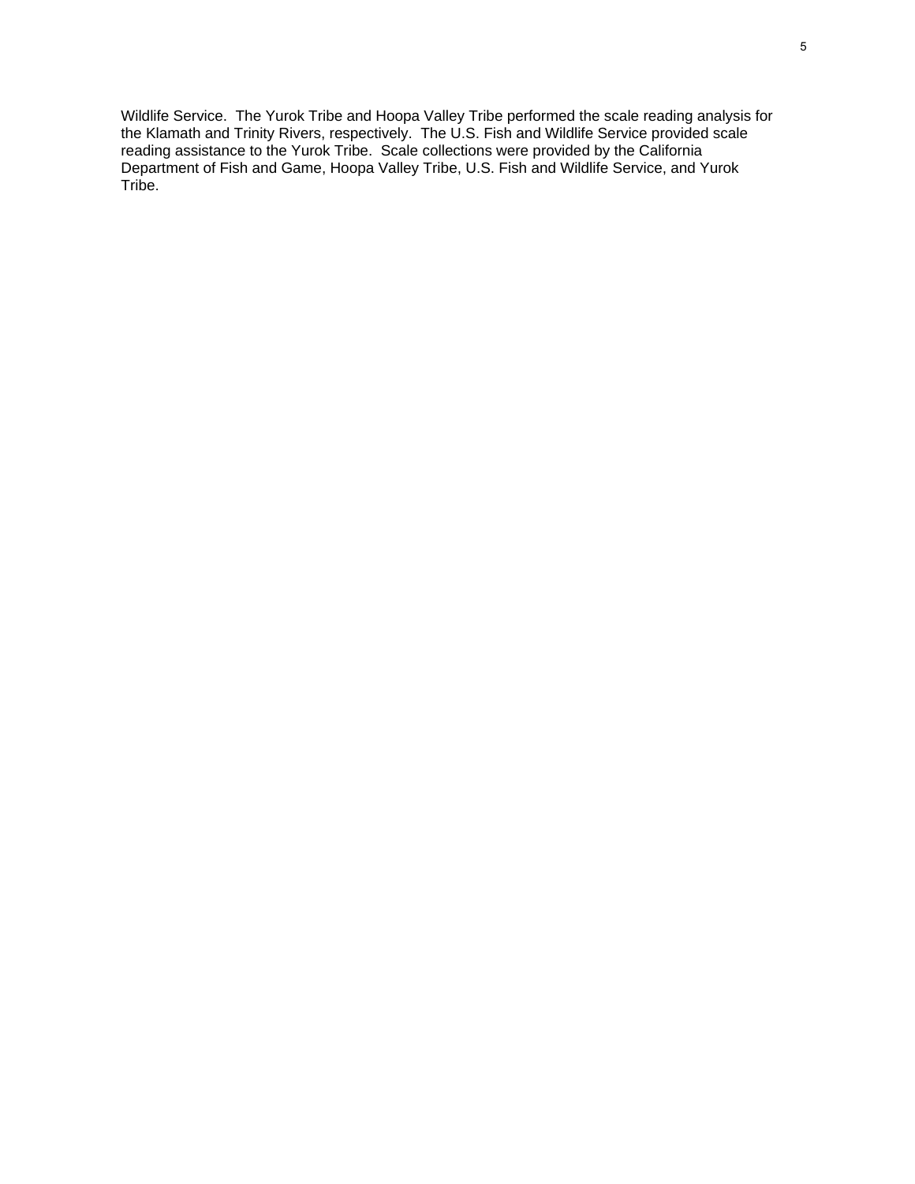Wildlife Service. The Yurok Tribe and Hoopa Valley Tribe performed the scale reading analysis for the Klamath and Trinity Rivers, respectively. The U.S. Fish and Wildlife Service provided scale reading assistance to the Yurok Tribe. Scale collections were provided by the California Department of Fish and Game, Hoopa Valley Tribe, U.S. Fish and Wildlife Service, and Yurok Tribe.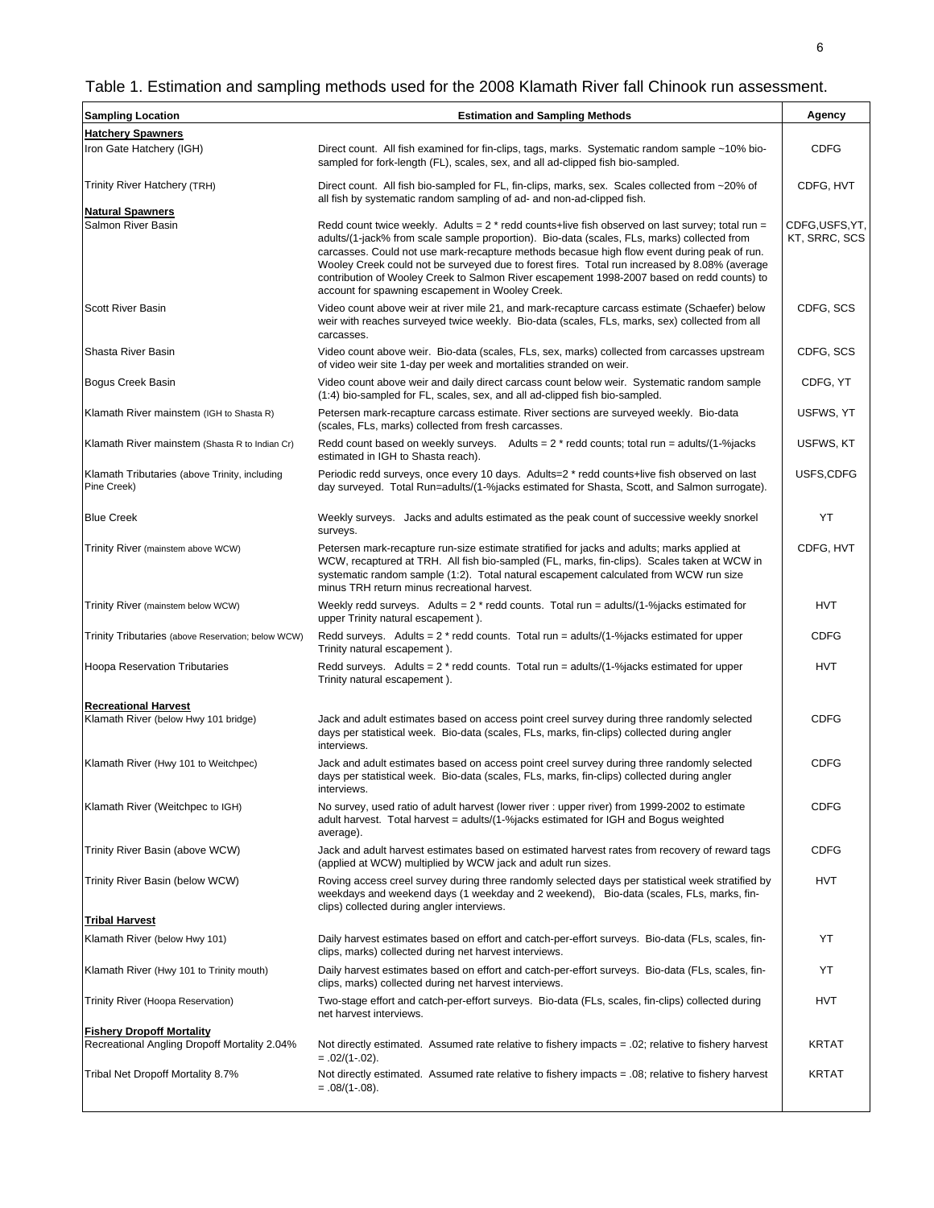Table 1. Estimation and sampling methods used for the 2008 Klamath River fall Chinook run assessment.

| Sampling Location | Estimation and Sampling Methods | Agency |
|---|---|---|
| **Hatchery Spawners** | | |
| Iron Gate Hatchery (IGH) | Direct count. All fish examined for fin-clips, tags, marks. Systematic random sample ~10% bio-sampled for fork-length (FL), scales, sex, and all ad-clipped fish bio-sampled. | CDFG |
| Trinity River Hatchery (TRH) | Direct count. All fish bio-sampled for FL, fin-clips, marks, sex. Scales collected from ~20% of all fish by systematic random sampling of ad- and non-ad-clipped fish. | CDFG, HVT |
| **Natural Spawners** | | |
| Salmon River Basin | Redd count twice weekly. Adults = 2 * redd counts+live fish observed on last survey; total run = adults/(1-jack% from scale sample proportion). Bio-data (scales, FLs, marks) collected from carcasses. Could not use mark-recapture methods becasue high flow event during peak of run. Wooley Creek could not be surveyed due to forest fires. Total run increased by 8.08% (average contribution of Wooley Creek to Salmon River escapement 1998-2007 based on redd counts) to account for spawning escapement in Wooley Creek. | CDFG,USFS,YT, KT, SRRC, SCS |
| Scott River Basin | Video count above weir at river mile 21, and mark-recapture carcass estimate (Schaefer) below weir with reaches surveyed twice weekly. Bio-data (scales, FLs, marks, sex) collected from all carcasses. | CDFG, SCS |
| Shasta River Basin | Video count above weir. Bio-data (scales, FLs, sex, marks) collected from carcasses upstream of video weir site 1-day per week and mortalities stranded on weir. | CDFG, SCS |
| Bogus Creek Basin | Video count above weir and daily direct carcass count below weir. Systematic random sample (1:4) bio-sampled for FL, scales, sex, and all ad-clipped fish bio-sampled. | CDFG, YT |
| Klamath River mainstem (IGH to Shasta R) | Petersen mark-recapture carcass estimate. River sections are surveyed weekly. Bio-data (scales, FLs, marks) collected from fresh carcasses. | USFWS, YT |
| Klamath River mainstem (Shasta R to Indian Cr) | Redd count based on weekly surveys. Adults = 2 * redd counts; total run = adults/(1-%jacks estimated in IGH to Shasta reach). | USFWS, KT |
| Klamath Tributaries (above Trinity, including Pine Creek) | Periodic redd surveys, once every 10 days. Adults=2 * redd counts+live fish observed on last day surveyed. Total Run=adults/(1-%jacks estimated for Shasta, Scott, and Salmon surrogate). | USFS,CDFG |
| Blue Creek | Weekly surveys. Jacks and adults estimated as the peak count of successive weekly snorkel surveys. | YT |
| Trinity River (mainstem above WCW) | Petersen mark-recapture run-size estimate stratified for jacks and adults; marks applied at WCW, recaptured at TRH. All fish bio-sampled (FL, marks, fin-clips). Scales taken at WCW in systematic random sample (1:2). Total natural escapement calculated from WCW run size minus TRH return minus recreational harvest. | CDFG, HVT |
| Trinity River (mainstem below WCW) | Weekly redd surveys. Adults = 2 * redd counts. Total run = adults/(1-%jacks estimated for upper Trinity natural escapement ). | HVT |
| Trinity Tributaries (above Reservation; below WCW) | Redd surveys. Adults = 2 * redd counts. Total run = adults/(1-%jacks estimated for upper Trinity natural escapement ). | CDFG |
| Hoopa Reservation Tributaries | Redd surveys. Adults = 2 * redd counts. Total run = adults/(1-%jacks estimated for upper Trinity natural escapement ). | HVT |
| **Recreational Harvest** | | |
| Klamath River (below Hwy 101 bridge) | Jack and adult estimates based on access point creel survey during three randomly selected days per statistical week. Bio-data (scales, FLs, marks, fin-clips) collected during angler interviews. | CDFG |
| Klamath River (Hwy 101 to Weitchpec) | Jack and adult estimates based on access point creel survey during three randomly selected days per statistical week. Bio-data (scales, FLs, marks, fin-clips) collected during angler interviews. | CDFG |
| Klamath River (Weitchpec to IGH) | No survey, used ratio of adult harvest (lower river : upper river) from 1999-2002 to estimate adult harvest. Total harvest = adults/(1-%jacks estimated for IGH and Bogus weighted average). | CDFG |
| Trinity River Basin (above WCW) | Jack and adult harvest estimates based on estimated harvest rates from recovery of reward tags (applied at WCW) multiplied by WCW jack and adult run sizes. | CDFG |
| Trinity River Basin (below WCW) | Roving access creel survey during three randomly selected days per statistical week stratified by weekdays and weekend days (1 weekday and 2 weekend), Bio-data (scales, FLs, marks, fin-clips) collected during angler interviews. | HVT |
| **Tribal Harvest** | | |
| Klamath River (below Hwy 101) | Daily harvest estimates based on effort and catch-per-effort surveys. Bio-data (FLs, scales, fin-clips, marks) collected during net harvest interviews. | YT |
| Klamath River (Hwy 101 to Trinity mouth) | Daily harvest estimates based on effort and catch-per-effort surveys. Bio-data (FLs, scales, fin-clips, marks) collected during net harvest interviews. | YT |
| Trinity River (Hoopa Reservation) | Two-stage effort and catch-per-effort surveys. Bio-data (FLs, scales, fin-clips) collected during net harvest interviews. | HVT |
| **Fishery Dropoff Mortality** | | |
| Recreational Angling Dropoff Mortality 2.04% | Not directly estimated. Assumed rate relative to fishery impacts = .02; relative to fishery harvest = .02/(1-.02). | KRTAT |
| Tribal Net Dropoff Mortality 8.7% | Not directly estimated. Assumed rate relative to fishery impacts = .08; relative to fishery harvest = .08/(1-.08). | KRTAT |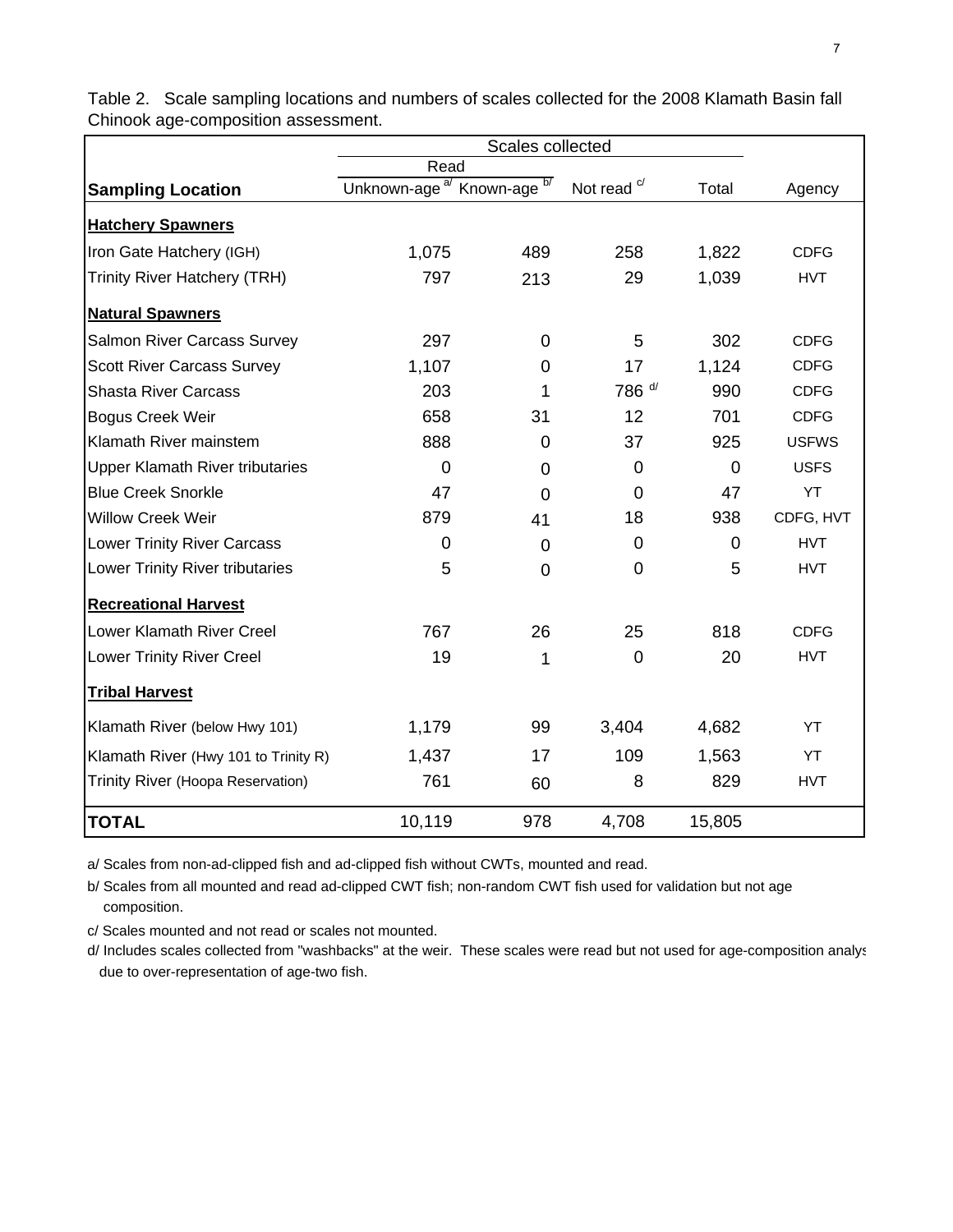Table 2. Scale sampling locations and numbers of scales collected for the 2008 Klamath Basin fall Chinook age-composition assessment.

| | Scales collected | | | | |
|---|---|---|---|---|---|
| | Read | | | | |
| **Sampling Location** | Unknown-age [a/] | Known-age [b/] | Not read [c/] | Total | Agency |
| **Hatchery Spawners** | | | | | |
| Iron Gate Hatchery (IGH) | 1,075 | 489 | 258 | 1,822 | CDFG |
| Trinity River Hatchery (TRH) | 797 | 213 | 29 | 1,039 | HVT |
| **Natural Spawners** | | | | | |
| Salmon River Carcass Survey | 297 | 0 | 5 | 302 | CDFG |
| Scott River Carcass Survey | 1,107 | 0 | 17 | 1,124 | CDFG |
| Shasta River Carcass | 203 | 1 | 786 [d/] | 990 | CDFG |
| Bogus Creek Weir | 658 | 31 | 12 | 701 | CDFG |
| Klamath River mainstem | 888 | 0 | 37 | 925 | USFWS |
| Upper Klamath River tributaries | 0 | 0 | 0 | 0 | USFS |
| Blue Creek Snorkle | 47 | 0 | 0 | 47 | YT |
| Willow Creek Weir | 879 | 41 | 18 | 938 | CDFG, HVT |
| Lower Trinity River Carcass | 0 | 0 | 0 | 0 | HVT |
| Lower Trinity River tributaries | 5 | 0 | 0 | 5 | HVT |
| **Recreational Harvest** | | | | | |
| Lower Klamath River Creel | 767 | 26 | 25 | 818 | CDFG |
| Lower Trinity River Creel | 19 | 1 | 0 | 20 | HVT |
| **Tribal Harvest** | | | | | |
| Klamath River (below Hwy 101) | 1,179 | 99 | 3,404 | 4,682 | YT |
| Klamath River (Hwy 101 to Trinity R) | 1,437 | 17 | 109 | 1,563 | YT |
| Trinity River (Hoopa Reservation) | 761 | 60 | 8 | 829 | HVT |
| **TOTAL** | 10,119 | 978 | 4,708 | 15,805 | |

a/ Scales from non-ad-clipped fish and ad-clipped fish without CWTs, mounted and read.

b/ Scales from all mounted and read ad-clipped CWT fish; non-random CWT fish used for validation but not age composition.

c/ Scales mounted and not read or scales not mounted.

d/ Includes scales collected from "washbacks" at the weir. These scales were read but not used for age-composition analys due to over-representation of age-two fish.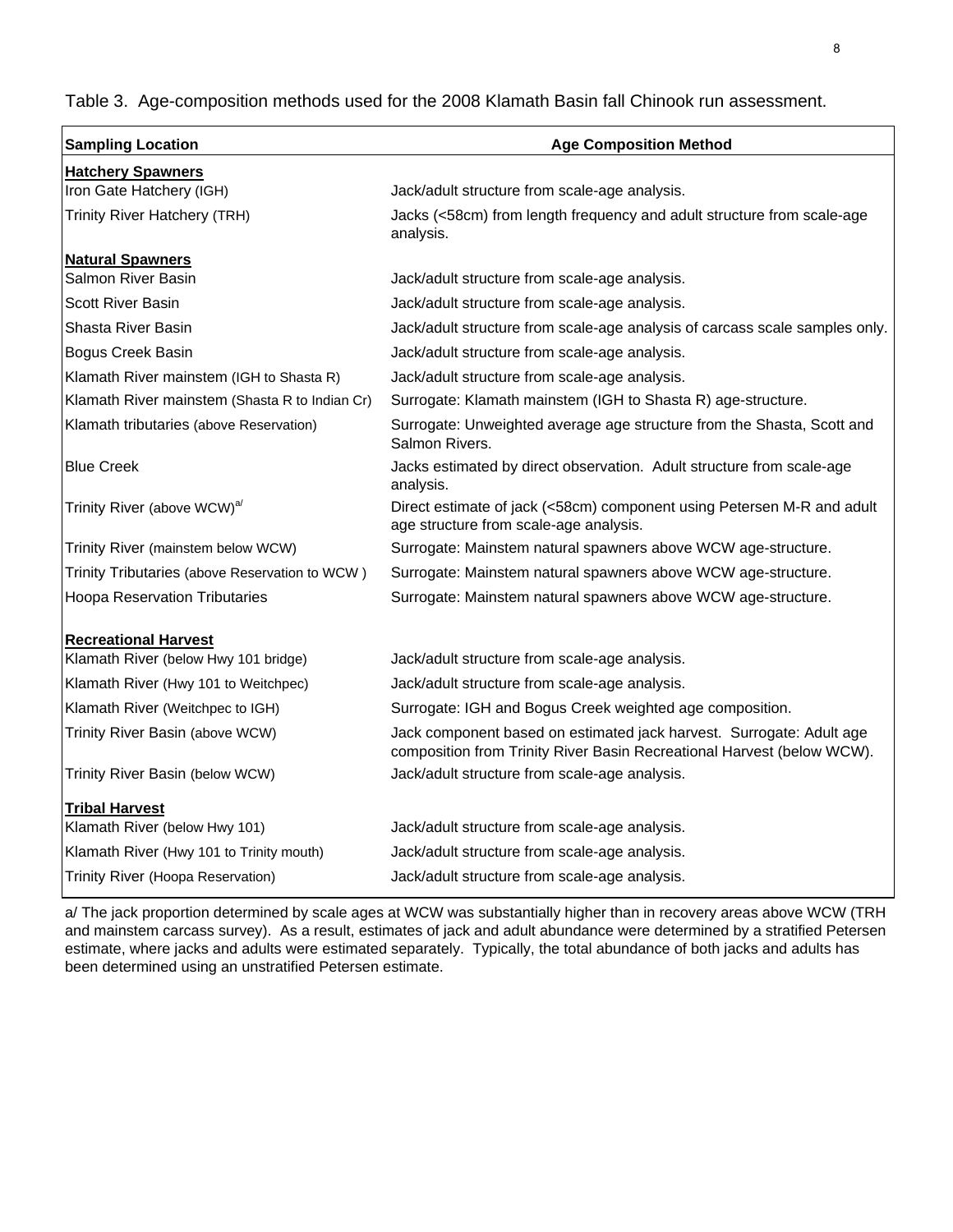Table 3. Age-composition methods used for the 2008 Klamath Basin fall Chinook run assessment.

| Sampling Location | Age Composition Method |
|---|---|
| **Hatchery Spawners** | |
| Iron Gate Hatchery (IGH) | Jack/adult structure from scale-age analysis. |
| Trinity River Hatchery (TRH) | Jacks (<58cm) from length frequency and adult structure from scale-age analysis. |
| **Natural Spawners** | |
| Salmon River Basin | Jack/adult structure from scale-age analysis. |
| Scott River Basin | Jack/adult structure from scale-age analysis. |
| Shasta River Basin | Jack/adult structure from scale-age analysis of carcass scale samples only. |
| Bogus Creek Basin | Jack/adult structure from scale-age analysis. |
| Klamath River mainstem (IGH to Shasta R) | Jack/adult structure from scale-age analysis. |
| Klamath River mainstem (Shasta R to Indian Cr) | Surrogate: Klamath mainstem (IGH to Shasta R) age-structure. |
| Klamath tributaries (above Reservation) | Surrogate: Unweighted average age structure from the Shasta, Scott and Salmon Rivers. |
| Blue Creek | Jacks estimated by direct observation. Adult structure from scale-age analysis. |
| Trinity River (above WCW)[a/] | Direct estimate of jack (<58cm) component using Petersen M-R and adult age structure from scale-age analysis. |
| Trinity River (mainstem below WCW) | Surrogate: Mainstem natural spawners above WCW age-structure. |
| Trinity Tributaries (above Reservation to WCW ) | Surrogate: Mainstem natural spawners above WCW age-structure. |
| Hoopa Reservation Tributaries | Surrogate: Mainstem natural spawners above WCW age-structure. |
| **Recreational Harvest** | |
| Klamath River (below Hwy 101 bridge) | Jack/adult structure from scale-age analysis. |
| Klamath River (Hwy 101 to Weitchpec) | Jack/adult structure from scale-age analysis. |
| Klamath River (Weitchpec to IGH) | Surrogate: IGH and Bogus Creek weighted age composition. |
| Trinity River Basin (above WCW) | Jack component based on estimated jack harvest. Surrogate: Adult age composition from Trinity River Basin Recreational Harvest (below WCW). |
| Trinity River Basin (below WCW) | Jack/adult structure from scale-age analysis. |
| **Tribal Harvest** | |
| Klamath River (below Hwy 101) | Jack/adult structure from scale-age analysis. |
| Klamath River (Hwy 101 to Trinity mouth) | Jack/adult structure from scale-age analysis. |
| Trinity River (Hoopa Reservation) | Jack/adult structure from scale-age analysis. |

a/ The jack proportion determined by scale ages at WCW was substantially higher than in recovery areas above WCW (TRH and mainstem carcass survey). As a result, estimates of jack and adult abundance were determined by a stratified Petersen estimate, where jacks and adults were estimated separately. Typically, the total abundance of both jacks and adults has been determined using an unstratified Petersen estimate.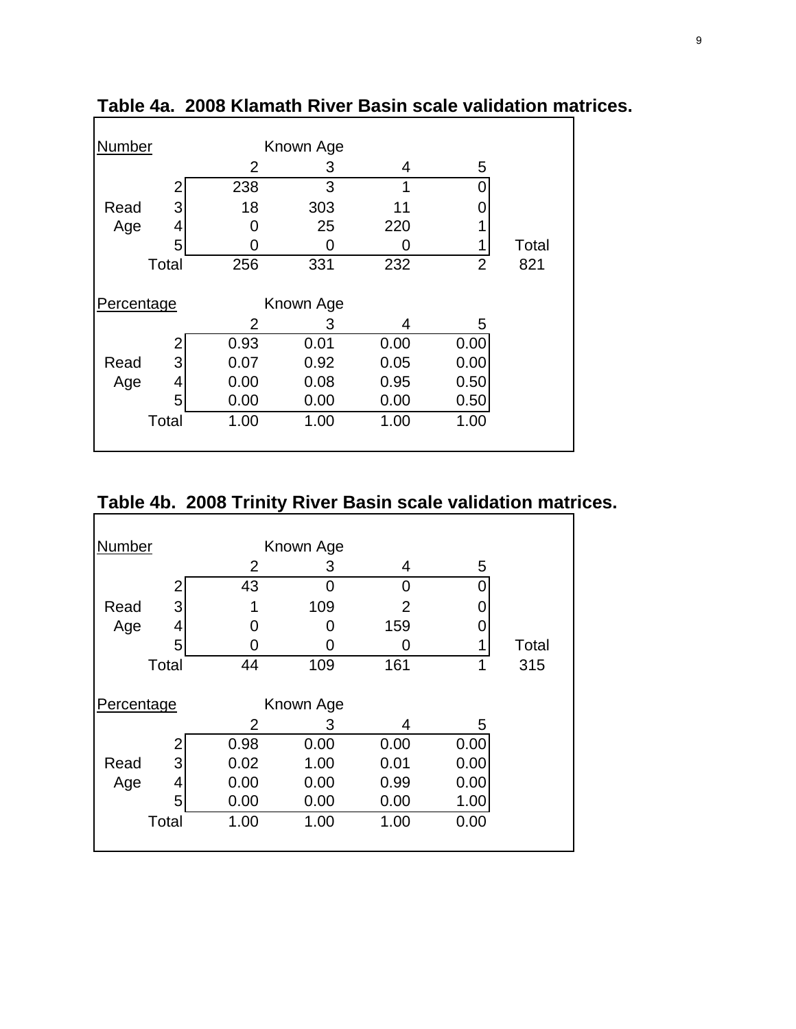**Table 4a. 2008 Klamath River Basin scale validation matrices.**

**Number**

| | | Known Age | | | | |
|---|---|---|---|---|---|---|
| | | 2 | 3 | 4 | 5 | |
| Read Age | 2 | 238 | 3 | 1 | 0 | |
| | 3 | 18 | 303 | 11 | 0 | |
| | 4 | 0 | 25 | 220 | 1 | |
| | 5 | 0 | 0 | 0 | 1 | Total |
| | Total | 256 | 331 | 232 | 2 | 821 |

**Percentage**

| | | Known Age | | | |
|---|---|---|---|---|---|
| | | 2 | 3 | 4 | 5 |
| Read Age | 2 | 0.93 | 0.01 | 0.00 | 0.00 |
| | 3 | 0.07 | 0.92 | 0.05 | 0.00 |
| | 4 | 0.00 | 0.08 | 0.95 | 0.50 |
| | 5 | 0.00 | 0.00 | 0.00 | 0.50 |
| | Total | 1.00 | 1.00 | 1.00 | 1.00 |

**Table 4b. 2008 Trinity River Basin scale validation matrices.**

**Number**

| | | Known Age | | | | |
|---|---|---|---|---|---|---|
| | | 2 | 3 | 4 | 5 | |
| Read Age | 2 | 43 | 0 | 0 | 0 | |
| | 3 | 1 | 109 | 2 | 0 | |
| | 4 | 0 | 0 | 159 | 0 | |
| | 5 | 0 | 0 | 0 | 1 | Total |
| | Total | 44 | 109 | 161 | 1 | 315 |

**Percentage**

| | | Known Age | | | |
|---|---|---|---|---|---|
| | | 2 | 3 | 4 | 5 |
| Read Age | 2 | 0.98 | 0.00 | 0.00 | 0.00 |
| | 3 | 0.02 | 1.00 | 0.01 | 0.00 |
| | 4 | 0.00 | 0.00 | 0.99 | 0.00 |
| | 5 | 0.00 | 0.00 | 0.00 | 1.00 |
| | Total | 1.00 | 1.00 | 1.00 | 0.00 |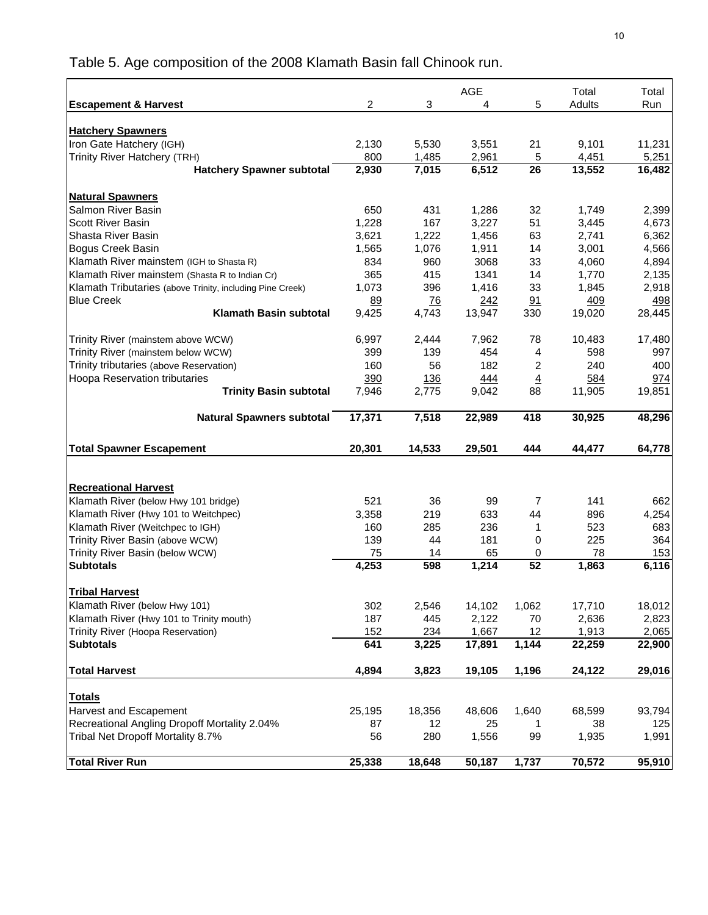Table 5. Age composition of the 2008 Klamath Basin fall Chinook run.

| Escapement & Harvest | 2 | 3 | AGE 4 | 5 | Total Adults | Total Run |
|---|---|---|---|---|---|---|
| **Hatchery Spawners** | | | | | | |
| Iron Gate Hatchery (IGH) | 2,130 | 5,530 | 3,551 | 21 | 9,101 | 11,231 |
| Trinity River Hatchery (TRH) | 800 | 1,485 | 2,961 | 5 | 4,451 | 5,251 |
| **Hatchery Spawner subtotal** | **2,930** | **7,015** | **6,512** | **26** | **13,552** | **16,482** |
| **Natural Spawners** | | | | | | |
| Salmon River Basin | 650 | 431 | 1,286 | 32 | 1,749 | 2,399 |
| Scott River Basin | 1,228 | 167 | 3,227 | 51 | 3,445 | 4,673 |
| Shasta River Basin | 3,621 | 1,222 | 1,456 | 63 | 2,741 | 6,362 |
| Bogus Creek Basin | 1,565 | 1,076 | 1,911 | 14 | 3,001 | 4,566 |
| Klamath River mainstem (IGH to Shasta R) | 834 | 960 | 3068 | 33 | 4,060 | 4,894 |
| Klamath River mainstem (Shasta R to Indian Cr) | 365 | 415 | 1341 | 14 | 1,770 | 2,135 |
| Klamath Tributaries (above Trinity, including Pine Creek) | 1,073 | 396 | 1,416 | 33 | 1,845 | 2,918 |
| Blue Creek | 89 | 76 | 242 | 91 | 409 | 498 |
| **Klamath Basin subtotal** | 9,425 | 4,743 | 13,947 | 330 | 19,020 | 28,445 |
| Trinity River (mainstem above WCW) | 6,997 | 2,444 | 7,962 | 78 | 10,483 | 17,480 |
| Trinity River (mainstem below WCW) | 399 | 139 | 454 | 4 | 598 | 997 |
| Trinity tributaries (above Reservation) | 160 | 56 | 182 | 2 | 240 | 400 |
| Hoopa Reservation tributaries | 390 | 136 | 444 | 4 | 584 | 974 |
| **Trinity Basin subtotal** | 7,946 | 2,775 | 9,042 | 88 | 11,905 | 19,851 |
| **Natural Spawners subtotal** | **17,371** | **7,518** | **22,989** | **418** | **30,925** | **48,296** |
| **Total Spawner Escapement** | **20,301** | **14,533** | **29,501** | **444** | **44,477** | **64,778** |
| **Recreational Harvest** | | | | | | |
| Klamath River (below Hwy 101 bridge) | 521 | 36 | 99 | 7 | 141 | 662 |
| Klamath River (Hwy 101 to Weitchpec) | 3,358 | 219 | 633 | 44 | 896 | 4,254 |
| Klamath River (Weitchpec to IGH) | 160 | 285 | 236 | 1 | 523 | 683 |
| Trinity River Basin (above WCW) | 139 | 44 | 181 | 0 | 225 | 364 |
| Trinity River Basin (below WCW) | 75 | 14 | 65 | 0 | 78 | 153 |
| **Subtotals** | **4,253** | **598** | **1,214** | **52** | **1,863** | **6,116** |
| **Tribal Harvest** | | | | | | |
| Klamath River (below Hwy 101) | 302 | 2,546 | 14,102 | 1,062 | 17,710 | 18,012 |
| Klamath River (Hwy 101 to Trinity mouth) | 187 | 445 | 2,122 | 70 | 2,636 | 2,823 |
| Trinity River (Hoopa Reservation) | 152 | 234 | 1,667 | 12 | 1,913 | 2,065 |
| **Subtotals** | **641** | **3,225** | **17,891** | **1,144** | **22,259** | **22,900** |
| **Total Harvest** | **4,894** | **3,823** | **19,105** | **1,196** | **24,122** | **29,016** |
| **Totals** | | | | | | |
| Harvest and Escapement | 25,195 | 18,356 | 48,606 | 1,640 | 68,599 | 93,794 |
| Recreational Angling Dropoff Mortality 2.04% | 87 | 12 | 25 | 1 | 38 | 125 |
| Tribal Net Dropoff Mortality 8.7% | 56 | 280 | 1,556 | 99 | 1,935 | 1,991 |
| **Total River Run** | **25,338** | **18,648** | **50,187** | **1,737** | **70,572** | **95,910** |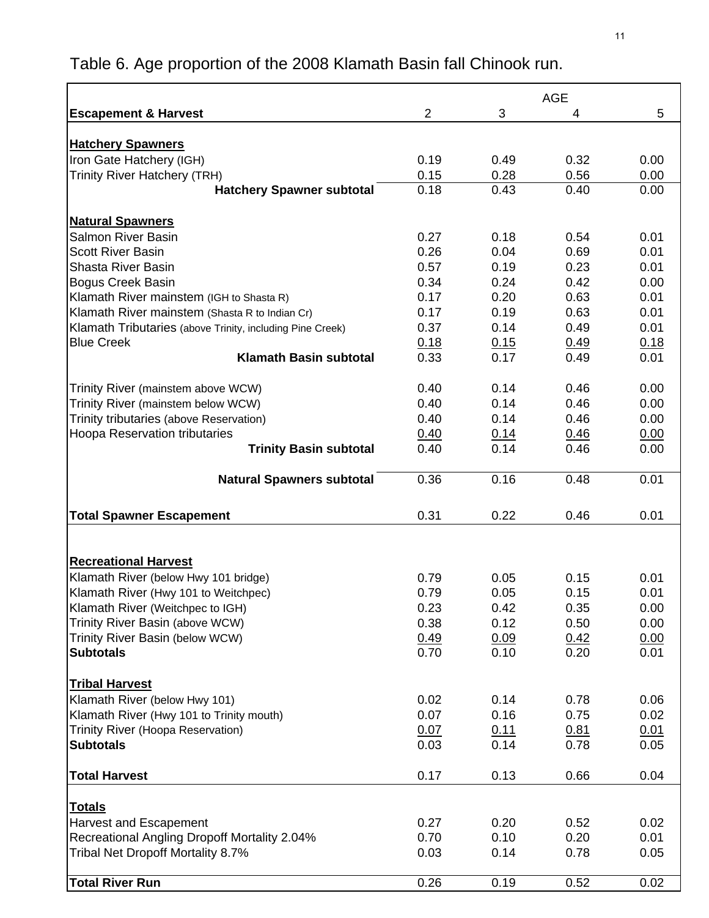Table 6. Age proportion of the 2008 Klamath Basin fall Chinook run.

| Escapement & Harvest | AGE 2 | 3 | 4 | 5 |
|---|---|---|---|---|
| **Hatchery Spawners** | | | | |
| Iron Gate Hatchery (IGH) | 0.19 | 0.49 | 0.32 | 0.00 |
| Trinity River Hatchery (TRH) | 0.15 | 0.28 | 0.56 | 0.00 |
| **Hatchery Spawner subtotal** | 0.18 | 0.43 | 0.40 | 0.00 |
| **Natural Spawners** | | | | |
| Salmon River Basin | 0.27 | 0.18 | 0.54 | 0.01 |
| Scott River Basin | 0.26 | 0.04 | 0.69 | 0.01 |
| Shasta River Basin | 0.57 | 0.19 | 0.23 | 0.01 |
| Bogus Creek Basin | 0.34 | 0.24 | 0.42 | 0.00 |
| Klamath River mainstem (IGH to Shasta R) | 0.17 | 0.20 | 0.63 | 0.01 |
| Klamath River mainstem (Shasta R to Indian Cr) | 0.17 | 0.19 | 0.63 | 0.01 |
| Klamath Tributaries (above Trinity, including Pine Creek) | 0.37 | 0.14 | 0.49 | 0.01 |
| Blue Creek | 0.18 | 0.15 | 0.49 | 0.18 |
| **Klamath Basin subtotal** | 0.33 | 0.17 | 0.49 | 0.01 |
| Trinity River (mainstem above WCW) | 0.40 | 0.14 | 0.46 | 0.00 |
| Trinity River (mainstem below WCW) | 0.40 | 0.14 | 0.46 | 0.00 |
| Trinity tributaries (above Reservation) | 0.40 | 0.14 | 0.46 | 0.00 |
| Hoopa Reservation tributaries | 0.40 | 0.14 | 0.46 | 0.00 |
| **Trinity Basin subtotal** | 0.40 | 0.14 | 0.46 | 0.00 |
| **Natural Spawners subtotal** | 0.36 | 0.16 | 0.48 | 0.01 |
| **Total Spawner Escapement** | 0.31 | 0.22 | 0.46 | 0.01 |
| **Recreational Harvest** | | | | |
| Klamath River (below Hwy 101 bridge) | 0.79 | 0.05 | 0.15 | 0.01 |
| Klamath River (Hwy 101 to Weitchpec) | 0.79 | 0.05 | 0.15 | 0.01 |
| Klamath River (Weitchpec to IGH) | 0.23 | 0.42 | 0.35 | 0.00 |
| Trinity River Basin (above WCW) | 0.38 | 0.12 | 0.50 | 0.00 |
| Trinity River Basin (below WCW) | 0.49 | 0.09 | 0.42 | 0.00 |
| **Subtotals** | 0.70 | 0.10 | 0.20 | 0.01 |
| **Tribal Harvest** | | | | |
| Klamath River (below Hwy 101) | 0.02 | 0.14 | 0.78 | 0.06 |
| Klamath River (Hwy 101 to Trinity mouth) | 0.07 | 0.16 | 0.75 | 0.02 |
| Trinity River (Hoopa Reservation) | 0.07 | 0.11 | 0.81 | 0.01 |
| **Subtotals** | 0.03 | 0.14 | 0.78 | 0.05 |
| **Total Harvest** | 0.17 | 0.13 | 0.66 | 0.04 |
| **Totals** | | | | |
| Harvest and Escapement | 0.27 | 0.20 | 0.52 | 0.02 |
| Recreational Angling Dropoff Mortality 2.04% | 0.70 | 0.10 | 0.20 | 0.01 |
| Tribal Net Dropoff Mortality 8.7% | 0.03 | 0.14 | 0.78 | 0.05 |
| **Total River Run** | 0.26 | 0.19 | 0.52 | 0.02 |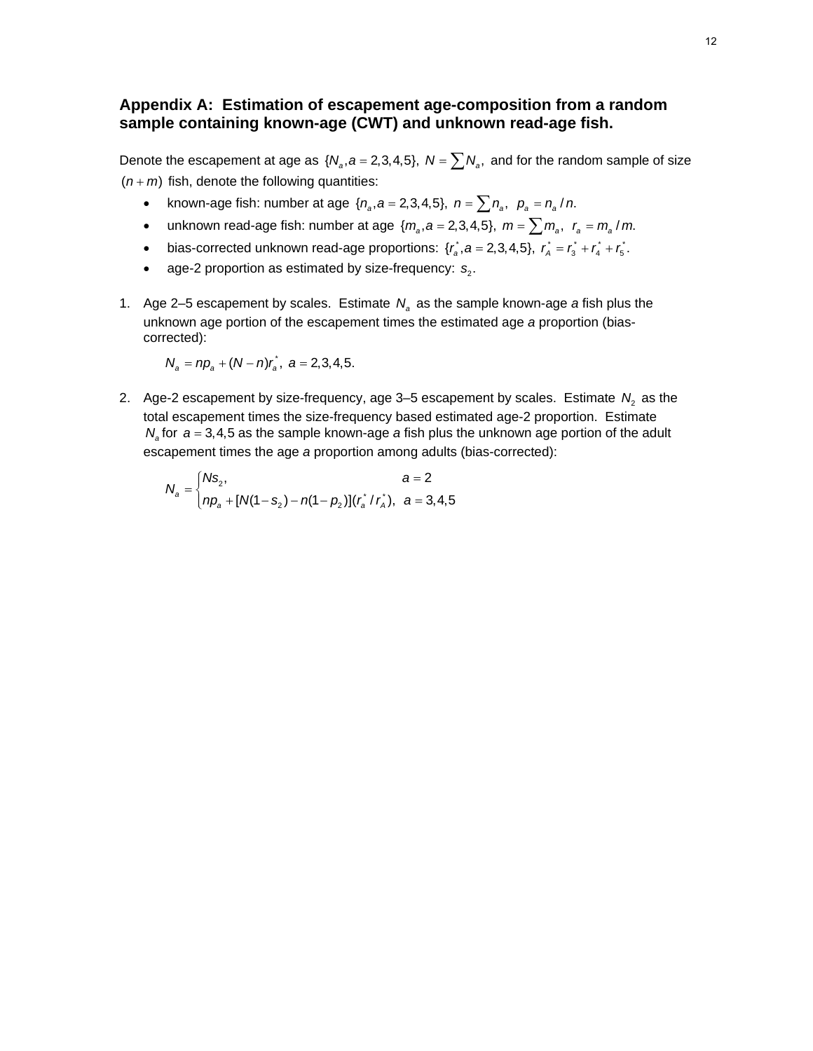## Appendix A: Estimation of escapement age-composition from a random sample containing known-age (CWT) and unknown read-age fish.

Denote the escapement at age as $\{N_a, a = 2,3,4,5\}$, $N = \sum N_a$, and for the random sample of size $(n+m)$ fish, denote the following quantities:

- known-age fish: number at age $\{n_a, a = 2,3,4,5\}$, $n = \sum n_a$, $p_a = n_a / n$.
- unknown read-age fish: number at age $\{m_a, a = 2,3,4,5\}$, $m = \sum m_a$, $r_a = m_a / m$.
- bias-corrected unknown read-age proportions: $\{r_a^*, a = 2,3,4,5\}$, $r_A^* = r_3^* + r_4^* + r_5^*$.
- age-2 proportion as estimated by size-frequency: $s_2$.

1. Age 2–5 escapement by scales. Estimate $N_a$ as the sample known-age *a* fish plus the unknown age portion of the escapement times the estimated age *a* proportion (bias-corrected):

$$N_a = np_a + (N - n)r_a^*, \ a = 2,3,4,5.$$

2. Age-2 escapement by size-frequency, age 3–5 escapement by scales. Estimate $N_2$ as the total escapement times the size-frequency based estimated age-2 proportion. Estimate $N_a$ for $a = 3,4,5$ as the sample known-age *a* fish plus the unknown age portion of the adult escapement times the age *a* proportion among adults (bias-corrected):

$$N_a = \begin{cases} Ns_2, & a = 2 \\ np_a + [N(1-s_2) - n(1-p_2)](r_a^* / r_A^*), & a = 3,4,5 \end{cases}$$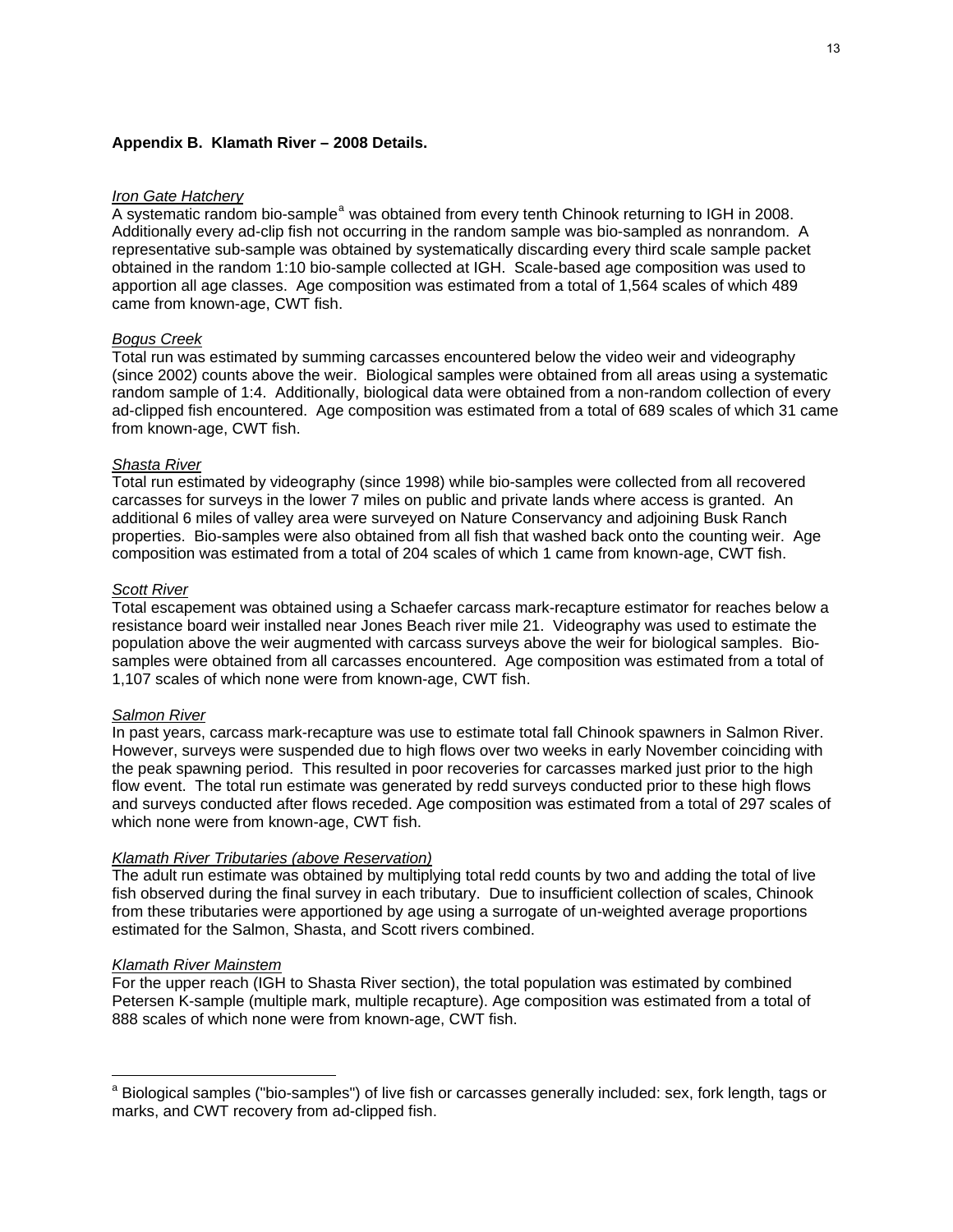## Appendix B. Klamath River – 2008 Details.

*Iron Gate Hatchery*

A systematic random bio-sample[a] was obtained from every tenth Chinook returning to IGH in 2008. Additionally every ad-clip fish not occurring in the random sample was bio-sampled as nonrandom. A representative sub-sample was obtained by systematically discarding every third scale sample packet obtained in the random 1:10 bio-sample collected at IGH. Scale-based age composition was used to apportion all age classes. Age composition was estimated from a total of 1,564 scales of which 489 came from known-age, CWT fish.

*Bogus Creek*

Total run was estimated by summing carcasses encountered below the video weir and videography (since 2002) counts above the weir. Biological samples were obtained from all areas using a systematic random sample of 1:4. Additionally, biological data were obtained from a non-random collection of every ad-clipped fish encountered. Age composition was estimated from a total of 689 scales of which 31 came from known-age, CWT fish.

*Shasta River*

Total run estimated by videography (since 1998) while bio-samples were collected from all recovered carcasses for surveys in the lower 7 miles on public and private lands where access is granted. An additional 6 miles of valley area were surveyed on Nature Conservancy and adjoining Busk Ranch properties. Bio-samples were also obtained from all fish that washed back onto the counting weir. Age composition was estimated from a total of 204 scales of which 1 came from known-age, CWT fish.

*Scott River*

Total escapement was obtained using a Schaefer carcass mark-recapture estimator for reaches below a resistance board weir installed near Jones Beach river mile 21. Videography was used to estimate the population above the weir augmented with carcass surveys above the weir for biological samples. Bio-samples were obtained from all carcasses encountered. Age composition was estimated from a total of 1,107 scales of which none were from known-age, CWT fish.

*Salmon River*

In past years, carcass mark-recapture was use to estimate total fall Chinook spawners in Salmon River. However, surveys were suspended due to high flows over two weeks in early November coinciding with the peak spawning period. This resulted in poor recoveries for carcasses marked just prior to the high flow event. The total run estimate was generated by redd surveys conducted prior to these high flows and surveys conducted after flows receded. Age composition was estimated from a total of 297 scales of which none were from known-age, CWT fish.

*Klamath River Tributaries (above Reservation)*

The adult run estimate was obtained by multiplying total redd counts by two and adding the total of live fish observed during the final survey in each tributary. Due to insufficient collection of scales, Chinook from these tributaries were apportioned by age using a surrogate of un-weighted average proportions estimated for the Salmon, Shasta, and Scott rivers combined.

*Klamath River Mainstem*

For the upper reach (IGH to Shasta River section), the total population was estimated by combined Petersen K-sample (multiple mark, multiple recapture). Age composition was estimated from a total of 888 scales of which none were from known-age, CWT fish.

---

[a] Biological samples ("bio-samples") of live fish or carcasses generally included: sex, fork length, tags or marks, and CWT recovery from ad-clipped fish.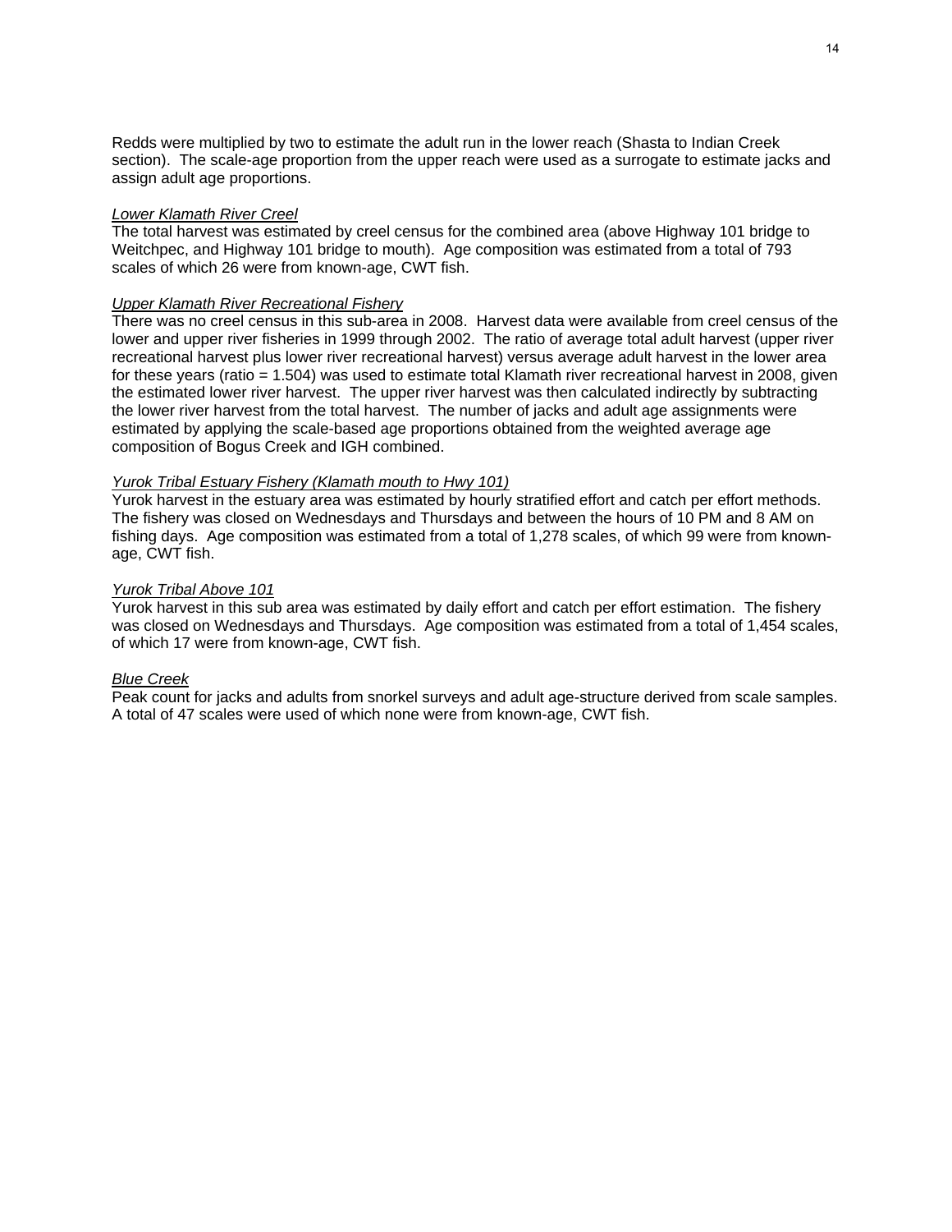Redds were multiplied by two to estimate the adult run in the lower reach (Shasta to Indian Creek section). The scale-age proportion from the upper reach were used as a surrogate to estimate jacks and assign adult age proportions.

*Lower Klamath River Creel*

The total harvest was estimated by creel census for the combined area (above Highway 101 bridge to Weitchpec, and Highway 101 bridge to mouth). Age composition was estimated from a total of 793 scales of which 26 were from known-age, CWT fish.

*Upper Klamath River Recreational Fishery*

There was no creel census in this sub-area in 2008. Harvest data were available from creel census of the lower and upper river fisheries in 1999 through 2002. The ratio of average total adult harvest (upper river recreational harvest plus lower river recreational harvest) versus average adult harvest in the lower area for these years (ratio = 1.504) was used to estimate total Klamath river recreational harvest in 2008, given the estimated lower river harvest. The upper river harvest was then calculated indirectly by subtracting the lower river harvest from the total harvest. The number of jacks and adult age assignments were estimated by applying the scale-based age proportions obtained from the weighted average age composition of Bogus Creek and IGH combined.

*Yurok Tribal Estuary Fishery (Klamath mouth to Hwy 101)*

Yurok harvest in the estuary area was estimated by hourly stratified effort and catch per effort methods. The fishery was closed on Wednesdays and Thursdays and between the hours of 10 PM and 8 AM on fishing days. Age composition was estimated from a total of 1,278 scales, of which 99 were from known-age, CWT fish.

*Yurok Tribal Above 101*

Yurok harvest in this sub area was estimated by daily effort and catch per effort estimation. The fishery was closed on Wednesdays and Thursdays. Age composition was estimated from a total of 1,454 scales, of which 17 were from known-age, CWT fish.

*Blue Creek*

Peak count for jacks and adults from snorkel surveys and adult age-structure derived from scale samples. A total of 47 scales were used of which none were from known-age, CWT fish.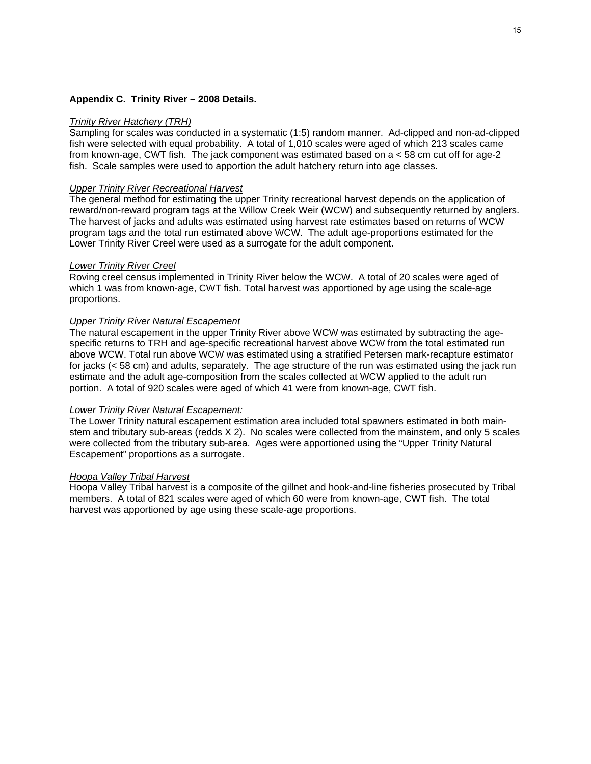**Appendix C. Trinity River – 2008 Details.**

*Trinity River Hatchery (TRH)*

Sampling for scales was conducted in a systematic (1:5) random manner. Ad-clipped and non-ad-clipped fish were selected with equal probability. A total of 1,010 scales were aged of which 213 scales came from known-age, CWT fish. The jack component was estimated based on a < 58 cm cut off for age-2 fish. Scale samples were used to apportion the adult hatchery return into age classes.

*Upper Trinity River Recreational Harvest*

The general method for estimating the upper Trinity recreational harvest depends on the application of reward/non-reward program tags at the Willow Creek Weir (WCW) and subsequently returned by anglers. The harvest of jacks and adults was estimated using harvest rate estimates based on returns of WCW program tags and the total run estimated above WCW. The adult age-proportions estimated for the Lower Trinity River Creel were used as a surrogate for the adult component.

*Lower Trinity River Creel*

Roving creel census implemented in Trinity River below the WCW. A total of 20 scales were aged of which 1 was from known-age, CWT fish. Total harvest was apportioned by age using the scale-age proportions.

*Upper Trinity River Natural Escapement*

The natural escapement in the upper Trinity River above WCW was estimated by subtracting the age-specific returns to TRH and age-specific recreational harvest above WCW from the total estimated run above WCW. Total run above WCW was estimated using a stratified Petersen mark-recapture estimator for jacks (< 58 cm) and adults, separately. The age structure of the run was estimated using the jack run estimate and the adult age-composition from the scales collected at WCW applied to the adult run portion. A total of 920 scales were aged of which 41 were from known-age, CWT fish.

*Lower Trinity River Natural Escapement:*

The Lower Trinity natural escapement estimation area included total spawners estimated in both main-stem and tributary sub-areas (redds X 2). No scales were collected from the mainstem, and only 5 scales were collected from the tributary sub-area. Ages were apportioned using the "Upper Trinity Natural Escapement" proportions as a surrogate.

*Hoopa Valley Tribal Harvest*

Hoopa Valley Tribal harvest is a composite of the gillnet and hook-and-line fisheries prosecuted by Tribal members. A total of 821 scales were aged of which 60 were from known-age, CWT fish. The total harvest was apportioned by age using these scale-age proportions.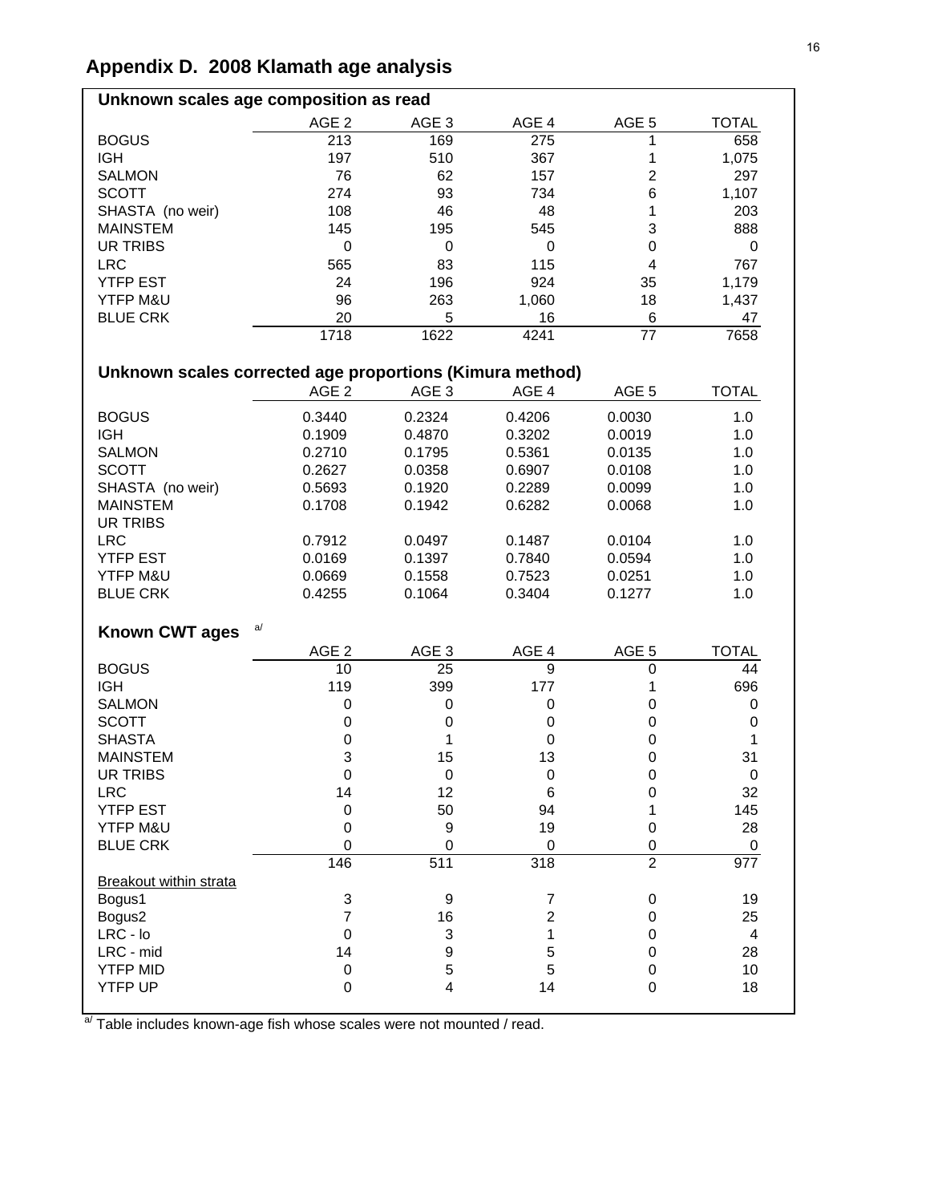# Appendix D. 2008 Klamath age analysis

## Unknown scales age composition as read

| | AGE 2 | AGE 3 | AGE 4 | AGE 5 | TOTAL |
|---|---|---|---|---|---|
| BOGUS | 213 | 169 | 275 | 1 | 658 |
| IGH | 197 | 510 | 367 | 1 | 1,075 |
| SALMON | 76 | 62 | 157 | 2 | 297 |
| SCOTT | 274 | 93 | 734 | 6 | 1,107 |
| SHASTA (no weir) | 108 | 46 | 48 | 1 | 203 |
| MAINSTEM | 145 | 195 | 545 | 3 | 888 |
| UR TRIBS | 0 | 0 | 0 | 0 | 0 |
| LRC | 565 | 83 | 115 | 4 | 767 |
| YTFP EST | 24 | 196 | 924 | 35 | 1,179 |
| YTFP M&U | 96 | 263 | 1,060 | 18 | 1,437 |
| BLUE CRK | 20 | 5 | 16 | 6 | 47 |
| | 1718 | 1622 | 4241 | 77 | 7658 |

## Unknown scales corrected age proportions (Kimura method)

| | AGE 2 | AGE 3 | AGE 4 | AGE 5 | TOTAL |
|---|---|---|---|---|---|
| BOGUS | 0.3440 | 0.2324 | 0.4206 | 0.0030 | 1.0 |
| IGH | 0.1909 | 0.4870 | 0.3202 | 0.0019 | 1.0 |
| SALMON | 0.2710 | 0.1795 | 0.5361 | 0.0135 | 1.0 |
| SCOTT | 0.2627 | 0.0358 | 0.6907 | 0.0108 | 1.0 |
| SHASTA (no weir) | 0.5693 | 0.1920 | 0.2289 | 0.0099 | 1.0 |
| MAINSTEM | 0.1708 | 0.1942 | 0.6282 | 0.0068 | 1.0 |
| UR TRIBS | | | | | |
| LRC | 0.7912 | 0.0497 | 0.1487 | 0.0104 | 1.0 |
| YTFP EST | 0.0169 | 0.1397 | 0.7840 | 0.0594 | 1.0 |
| YTFP M&U | 0.0669 | 0.1558 | 0.7523 | 0.0251 | 1.0 |
| BLUE CRK | 0.4255 | 0.1064 | 0.3404 | 0.1277 | 1.0 |

## Known CWT ages [a/]

| | AGE 2 | AGE 3 | AGE 4 | AGE 5 | TOTAL |
|---|---|---|---|---|---|
| BOGUS | 10 | 25 | 9 | 0 | 44 |
| IGH | 119 | 399 | 177 | 1 | 696 |
| SALMON | 0 | 0 | 0 | 0 | 0 |
| SCOTT | 0 | 0 | 0 | 0 | 0 |
| SHASTA | 0 | 1 | 0 | 0 | 1 |
| MAINSTEM | 3 | 15 | 13 | 0 | 31 |
| UR TRIBS | 0 | 0 | 0 | 0 | 0 |
| LRC | 14 | 12 | 6 | 0 | 32 |
| YTFP EST | 0 | 50 | 94 | 1 | 145 |
| YTFP M&U | 0 | 9 | 19 | 0 | 28 |
| BLUE CRK | 0 | 0 | 0 | 0 | 0 |
| | 146 | 511 | 318 | 2 | 977 |
| Breakout within strata | | | | | |
| Bogus1 | 3 | 9 | 7 | 0 | 19 |
| Bogus2 | 7 | 16 | 2 | 0 | 25 |
| LRC - lo | 0 | 3 | 1 | 0 | 4 |
| LRC - mid | 14 | 9 | 5 | 0 | 28 |
| YTFP MID | 0 | 5 | 5 | 0 | 10 |
| YTFP UP | 0 | 4 | 14 | 0 | 18 |

[a/] Table includes known-age fish whose scales were not mounted / read.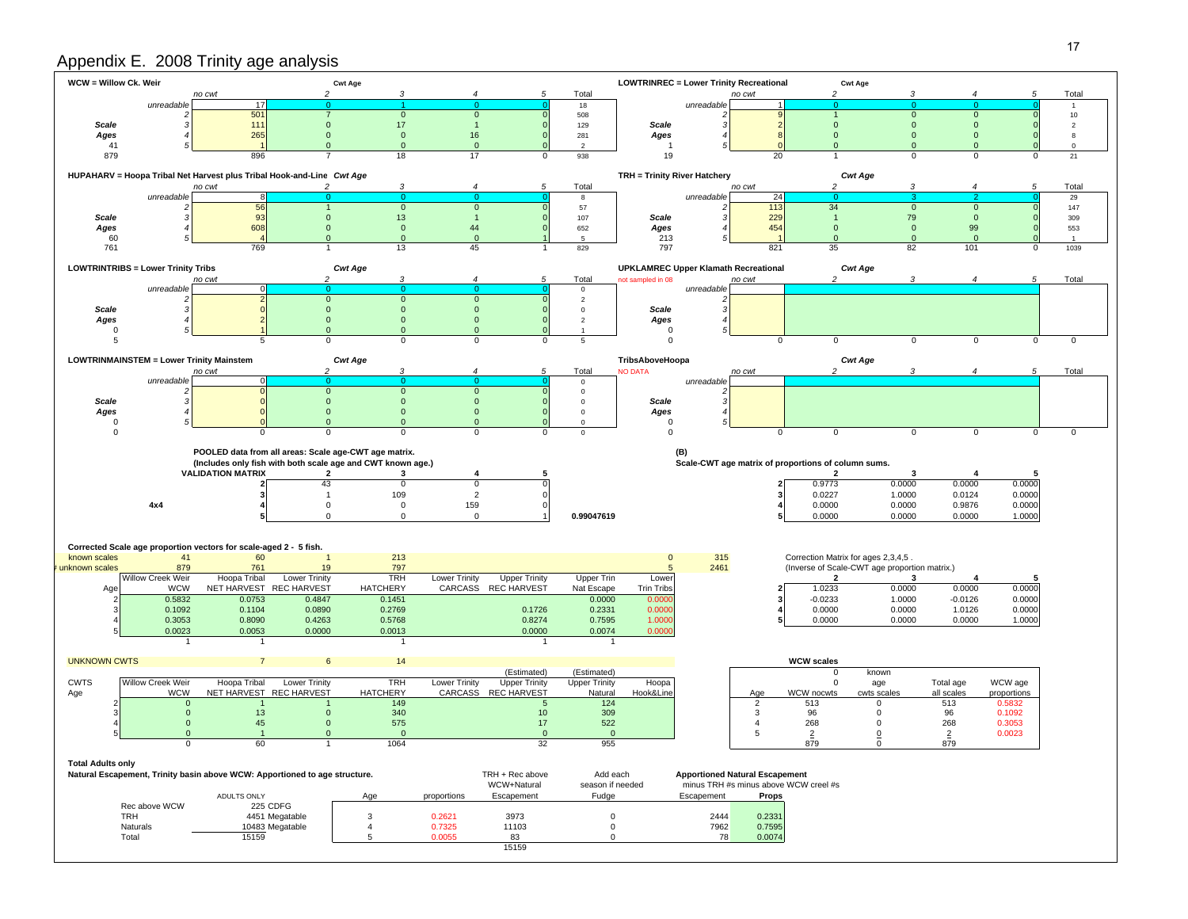# Appendix E. 2008 Trinity age analysis

**WCW = Willow Ck. Weir**

| | | no cwt | Cwt Age 2 | 3 | 4 | 5 | Total |
|---|---|---|---|---|---|---|---|
| | unreadable | 17 | 0 | 1 | 0 | 0 | 18 |
| | 2 | 501 | 7 | 0 | 0 | 0 | 508 |
| Scale | 3 | 111 | 0 | 17 | 1 | 0 | 129 |
| Ages | 4 | 265 | 0 | 0 | 16 | 0 | 281 |
| 41 | 5 | 1 | 0 | 0 | 0 | 0 | 2 |
| 879 | | 896 | 7 | 18 | 17 | 0 | 938 |

**LOWTRINREC = Lower Trinity Recreational**

| | | no cwt | Cwt Age 2 | 3 | 4 | 5 | Total |
|---|---|---|---|---|---|---|---|
| | unreadable | 1 | 0 | 0 | 0 | 0 | 1 |
| | 2 | 9 | 1 | 0 | 0 | 0 | 10 |
| Scale | 3 | 2 | 0 | 0 | 0 | 0 | 2 |
| Ages | 4 | 8 | 0 | 0 | 0 | 0 | 8 |
| 1 | 5 | 0 | 0 | 0 | 0 | 0 | 0 |
| 19 | | 20 | 1 | 0 | 0 | 0 | 21 |

**HUPAHARV = Hoopa Tribal Net Harvest plus Tribal Hook-and-Line**

| | | no cwt | Cwt Age 2 | 3 | 4 | 5 | Total |
|---|---|---|---|---|---|---|---|
| | unreadable | 8 | 0 | 0 | 0 | 0 | 8 |
| | 2 | 56 | 1 | 0 | 0 | 0 | 57 |
| Scale | 3 | 93 | 0 | 13 | 1 | 0 | 107 |
| Ages | 4 | 608 | 0 | 0 | 44 | 0 | 652 |
| 60 | 5 | 4 | 0 | 0 | 0 | 1 | 5 |
| 761 | | 769 | 1 | 13 | 45 | 1 | 829 |

**TRH = Trinity River Hatchery**

| | | no cwt | Cwt Age 2 | 3 | 4 | 5 | Total |
|---|---|---|---|---|---|---|---|
| | unreadable | 24 | 0 | 3 | 2 | 0 | 29 |
| | 2 | 113 | 34 | 0 | 0 | 0 | 147 |
| Scale | 3 | 229 | 1 | 79 | 0 | 0 | 309 |
| Ages | 4 | 454 | 0 | 0 | 99 | 0 | 553 |
| 213 | 5 | 1 | 0 | 0 | 0 | 0 | 1 |
| 797 | | 821 | 35 | 82 | 101 | 0 | 1039 |

**LOWTRINTRIBS = Lower Trinity Tribs**

| | | no cwt | Cwt Age 2 | 3 | 4 | 5 | Total |
|---|---|---|---|---|---|---|---|
| | unreadable | 0 | 0 | 0 | 0 | 0 | 0 |
| | 2 | 2 | 0 | 0 | 0 | 0 | 2 |
| Scale | 3 | 0 | 0 | 0 | 0 | 0 | 0 |
| Ages | 4 | 2 | 0 | 0 | 0 | 0 | 2 |
| 0 | 5 | 1 | 0 | 0 | 0 | 0 | 1 |
| 5 | | 5 | 0 | 0 | 0 | 0 | 5 |

**UPKLAMREC Upper Klamath Recreational** (not sampled in 08)

| | | no cwt | Cwt Age 2 | 3 | 4 | 5 | Total |
|---|---|---|---|---|---|---|---|
| | unreadable | | | | | | |
| | 2 | | | | | | |
| Scale | 3 | | | | | | |
| Ages | 4 | | | | | | |
| 0 | 5 | | | | | | |
| 0 | | 0 | 0 | 0 | 0 | 0 | 0 |

**LOWTRINMAINSTEM = Lower Trinity Mainstem**

| | | no cwt | Cwt Age 2 | 3 | 4 | 5 | Total |
|---|---|---|---|---|---|---|---|
| | unreadable | 0 | 0 | 0 | 0 | 0 | 0 |
| | 2 | 0 | 0 | 0 | 0 | 0 | 0 |
| Scale | 3 | 0 | 0 | 0 | 0 | 0 | 0 |
| Ages | 4 | 0 | 0 | 0 | 0 | 0 | 0 |
| 0 | 5 | 0 | 0 | 0 | 0 | 0 | 0 |
| 0 | | 0 | 0 | 0 | 0 | 0 | 0 |

**TribsAboveHoopa** (NO DATA)

| | | no cwt | Cwt Age 2 | 3 | 4 | 5 | Total |
|---|---|---|---|---|---|---|---|
| | unreadable | | | | | | |
| | 2 | | | | | | |
| Scale | 3 | | | | | | |
| Ages | 4 | | | | | | |
| 0 | 5 | | | | | | |
| 0 | | 0 | 0 | 0 | 0 | 0 | 0 |

**POOLED data from all areas: Scale age-CWT age matrix.**
**(Includes only fish with both scale age and CWT known age.)**

| 4x4 VALIDATION MATRIX | 2 | 3 | 4 | 5 |
|---|---|---|---|---|
| 2 | 43 | 0 | 0 | 0 |
| 3 | 1 | 109 | 2 | 0 |
| 4 | 0 | 0 | 159 | 0 |
| 5 | 0 | 0 | 0 | 1 |

0.99047619

**(B)**
**Scale-CWT age matrix of proportions of column sums.**

| | 2 | 3 | 4 | 5 |
|---|---|---|---|---|
| 2 | 0.9773 | 0.0000 | 0.0000 | 0.0000 |
| 3 | 0.0227 | 1.0000 | 0.0124 | 0.0000 |
| 4 | 0.0000 | 0.0000 | 0.9876 | 0.0000 |
| 5 | 0.0000 | 0.0000 | 0.0000 | 1.0000 |

**Corrected Scale age proportion vectors for scale-aged 2 - 5 fish.**

| | Willow Creek Weir WCW | Hoopa Tribal NET HARVEST | Lower Trinity REC HARVEST | TRH HATCHERY | Lower Trinity CARCASS | Upper Trinity REC HARVEST | Upper Trin Nat Escape | Lower Trin Tribs | |
|---|---|---|---|---|---|---|---|---|---|
| known scales | 41 | 60 | 1 | 213 | | | | 0 | 315 |
| # unknown scales | 879 | 761 | 19 | 797 | | | | 5 | 2461 |
| Age 2 | 0.5832 | 0.0753 | 0.4847 | 0.1451 | | | 0.0000 | 0.0000 | |
| 3 | 0.1092 | 0.1104 | 0.0890 | 0.2769 | | 0.1726 | 0.2331 | 0.0000 | |
| 4 | 0.3053 | 0.8090 | 0.4263 | 0.5768 | | 0.8274 | 0.7595 | 1.0000 | |
| 5 | 0.0023 | 0.0053 | 0.0000 | 0.0013 | | 0.0000 | 0.0074 | 0.0000 | |
| | 1 | 1 | | 1 | | 1 | 1 | | |

Correction Matrix for ages 2,3,4,5 .
(Inverse of Scale-CWT age proportion matrix.)

| | 2 | 3 | 4 | 5 |
|---|---|---|---|---|
| 2 | 1.0233 | 0.0000 | 0.0000 | 0.0000 |
| 3 | -0.0233 | 1.0000 | -0.0126 | 0.0000 |
| 4 | 0.0000 | 0.0000 | 1.0126 | 0.0000 |
| 5 | 0.0000 | 0.0000 | 0.0000 | 1.0000 |

**UNKNOWN CWTS**

| CWTS Age | Willow Creek Weir WCW | Hoopa Tribal NET HARVEST | Lower Trinity REC HARVEST | TRH HATCHERY | Lower Trinity CARCASS | (Estimated) Upper Trinity REC HARVEST | (Estimated) Upper Trinity Natural | Hoopa Hook&Line |
|---|---|---|---|---|---|---|---|---|
| | | 7 | 6 | 14 | | | | |
| 2 | 0 | 1 | 1 | 149 | | 5 | 124 | |
| 3 | 0 | 13 | 0 | 340 | | 10 | 309 | |
| 4 | 0 | 45 | 0 | 575 | | 17 | 522 | |
| 5 | 0 | 1 | 0 | 0 | | 0 | 0 | |
| | 0 | 60 | 1 | 1064 | | 32 | 955 | |

**WCW scales**

| Age | WCW nocwts | known age cwts scales | Total age all scales | WCW age proportions |
|---|---|---|---|---|
| | 0 | | | |
| 2 | 513 | 0 | 513 | 0.5832 |
| 3 | 96 | 0 | 96 | 0.1092 |
| 4 | 268 | 0 | 268 | 0.3053 |
| 5 | 2 | 0 | 2 | 0.0023 |
| | 879 | 0 | 879 | |

**Total Adults only**
**Natural Escapement, Trinity basin above WCW: Apportioned to age structure.**

| ADULTS ONLY | | | Age | proportions | TRH + Rec above WCW+Natural Escapement | Add each season if needed Fudge | Apportioned Natural Escapement minus TRH #s minus above WCW creel #s Escapement | Props |
|---|---|---|---|---|---|---|---|---|
| Rec above WCW | 225 | CDFG | | | | | | |
| TRH | 4451 | Megatable | 3 | 0.2621 | 3973 | 0 | 2444 | 0.2331 |
| Naturals | 10483 | Megatable | 4 | 0.7325 | 11103 | 0 | 7962 | 0.7595 |
| Total | 15159 | | 5 | 0.0055 | 83 | 0 | 78 | 0.0074 |
| | | | | | 15159 | | | |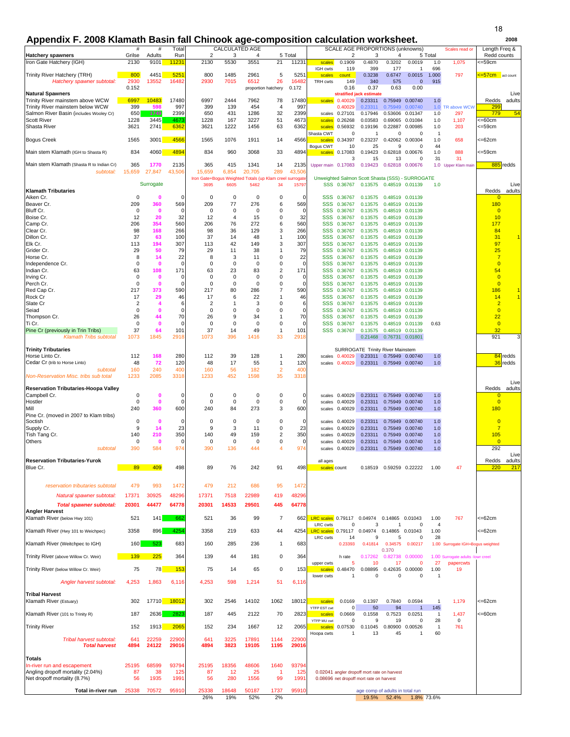## Appendix F. 2008 Klamath Basin fall Chinook age-composition calculation worksheet.

2008

| Hatchery spawners | # Grilse | # Adults | Total Run | Calc. Age 2 | 3 | 4 | 5 | Total | | Scale Age Proportions (unknowns) 2 | 3 | 4 | 5 | Total | Scales read or | Length Freq & Redd counts | |
|---|---|---|---|---|---|---|---|---|---|---|---|---|---|---|---|---|---|
| Iron Gate Hatchery (IGH) | 2130 | 9101 | 11231 | 2130 | 5530 | 3551 | 21 | 11231 | scales | 0.1909 | 0.4870 | 0.3202 | 0.0019 | 1.0 | 1,075 | <=59cm | |
| | | | | | | | | | IGH cwts | 119 | 399 | 177 | 1 | 696 | | | |
| Trinity River Hatchery (TRH) | 800 | 4451 | 5251 | 800 | 1485 | 2961 | 5 | 5251 | scales | count | 0.3238 | 0.6747 | 0.0015 | 1.000 | 797 | <=57cm | act count |
| *Hatchery spawner subtotal:* | 2930 | 13552 | 16482 | 2930 | 7015 | 6512 | 26 | 16482 | TRH cwts | 149 | 340 | 575 | 0 | 915 | | | |
| | 0.152 | | | | | proportion hatchery | | 0.172 | | 0.16 | 0.37 | 0.63 | 0.00 | | | | |
| **Natural Spawners** | | | | | | | | | | stratified jack estimate | | | | | | | Live |
| Trinity River mainstem above WCW | 6997 | 10483 | 17480 | 6997 | 2444 | 7962 | 78 | 17480 | scales | 0.40029 | 0.23311 | 0.75949 | 0.00740 | 1.0 | | Redds | adults |
| Trinity River mainstem below WCW | 399 | 598 | 997 | 399 | 139 | 454 | 4 | 997 | | 0.40029 | 0.23311 | 0.75949 | 0.00740 | 1.0 | TR above WCW | 299 | |
| Salmon River Basin (includes Wooley Cr) | 650 | 1749 | 2399 | 650 | 431 | 1286 | 32 | 2399 | scales | 0.27101 | 0.17946 | 0.53606 | 0.01347 | 1.0 | 297 | 779 | 54 |
| Scott River | 1228 | 3445 | 4673 | 1228 | 167 | 3227 | 51 | 4673 | scales | 0.26268 | 0.03583 | 0.69065 | 0.01084 | 1.0 | 1,107 | <=60cm | |
| Shasta River | 3621 | 2741 | 6362 | 3621 | 1222 | 1456 | 63 | 6362 | scales | 0.56932 | 0.19196 | 0.22887 | 0.00985 | 1.0 | 203 | <=59cm | |
| | | | | | | | | | Shasta CWT | 0 | 1 | 0 | 0 | 1 | | | |
| Bogus Creek | 1565 | 3001 | 4566 | 1565 | 1076 | 1911 | 14 | 4566 | scales | 0.34397 | 0.23237 | 0.42062 | 0.00304 | 1.0 | 658 | <=62cm | |
| | | | | | | | | | Bogus CWT | 10 | 25 | 9 | 0 | 44 | | | |
| Main stem Klamath (IGH to Shasta R) | 834 | 4060 | 4894 | 834 | 960 | 3068 | 33 | 4894 | scales | 0.17083 | 0.19423 | 0.62818 | 0.00676 | 1.0 | 888 | <=59cm | |
| | | | | | | | | | | 3 | 15 | 13 | 0 | 31 | 31 | | |
| Main stem Klamath (Shasta R to Indian Cr) | 365 | 1770 | 2135 | 365 | 415 | 1341 | 14 | 2135 | Upper main | 0.17083 | 0.19423 | 0.62818 | 0.00676 | 1.0 | Upper Klam main | 885 | redds |
| *subtotal:* | 15,659 | 27,847 | 43,506 | 15,659 | 6,854 | 20,705 | 289 | 43,506 | | | | | | | | | |
| | | | | Iron Gate+Bogus Weighted Totals (up Klam creel surrogate) | | | | | Unweighted Salmon Scott Shasta (SSS) - SURROGATE | | | | | | | | |
| | | Surrogate | | 3695 | 6605 | 5462 | 34 | 15797 | SSS | 0.36767 | 0.13575 | 0.48519 | 0.01139 | 1.0 | | | Live |
| **Klamath Tributaries** | | | | | | | | | | | | | | | | Redds | adults |
| Aiken Cr. | 0 | 0 | 0 | 0 | 0 | 0 | 0 | 0 | SSS | 0.36767 | 0.13575 | 0.48519 | 0.01139 | | | 0 | |
| Beaver Cr. | 209 | 360 | 569 | 209 | 77 | 276 | 6 | 569 | SSS | 0.36767 | 0.13575 | 0.48519 | 0.01139 | | | 180 | |
| Bluff Cr. | 0 | 0 | 0 | 0 | 0 | 0 | 0 | 0 | SSS | 0.36767 | 0.13575 | 0.48519 | 0.01139 | | | 0 | |
| Boise Cr. | 12 | 20 | 32 | 12 | 4 | 15 | 0 | 32 | SSS | 0.36767 | 0.13575 | 0.48519 | 0.01139 | | | 10 | |
| Camp Cr. | 206 | 354 | 560 | 206 | 76 | 272 | 6 | 560 | SSS | 0.36767 | 0.13575 | 0.48519 | 0.01139 | | | 177 | |
| Clear Cr. | 98 | 168 | 266 | 98 | 36 | 129 | 3 | 266 | SSS | 0.36767 | 0.13575 | 0.48519 | 0.01139 | | | 84 | |
| Dillon Cr. | 37 | 63 | 100 | 37 | 14 | 48 | 1 | 100 | SSS | 0.36767 | 0.13575 | 0.48519 | 0.01139 | | | 31 | 1 |
| Elk Cr. | 113 | 194 | 307 | 113 | 42 | 149 | 3 | 307 | SSS | 0.36767 | 0.13575 | 0.48519 | 0.01139 | | | 97 | |
| Grider Cr. | 29 | 50 | 79 | 29 | 11 | 38 | 1 | 79 | SSS | 0.36767 | 0.13575 | 0.48519 | 0.01139 | | | 25 | |
| Horse Cr. | 8 | 14 | 22 | 8 | 3 | 11 | 0 | 22 | SSS | 0.36767 | 0.13575 | 0.48519 | 0.01139 | | | 7 | |
| Independence Cr. | 0 | 0 | 0 | 0 | 0 | 0 | 0 | 0 | SSS | 0.36767 | 0.13575 | 0.48519 | 0.01139 | | | 0 | |
| Indian Cr. | 63 | 108 | 171 | 63 | 23 | 83 | 2 | 171 | SSS | 0.36767 | 0.13575 | 0.48519 | 0.01139 | | | 54 | |
| Irving Cr. | 0 | 0 | 0 | 0 | 0 | 0 | 0 | 0 | SSS | 0.36767 | 0.13575 | 0.48519 | 0.01139 | | | 0 | |
| Perch Cr. | 0 | 0 | 0 | 0 | 0 | 0 | 0 | 0 | SSS | 0.36767 | 0.13575 | 0.48519 | 0.01139 | | | 0 | |
| Red Cap Cr. | 217 | 373 | 590 | 217 | 80 | 286 | 7 | 590 | SSS | 0.36767 | 0.13575 | 0.48519 | 0.01139 | | | 186 | 1 |
| Rock Cr | 17 | 29 | 46 | 17 | 6 | 22 | 1 | 46 | SSS | 0.36767 | 0.13575 | 0.48519 | 0.01139 | | | 14 | 1 |
| Slate Cr | 2 | 4 | 6 | 2 | 1 | 3 | 0 | 6 | SSS | 0.36767 | 0.13575 | 0.48519 | 0.01139 | | | 2 | |
| Seiad | 0 | 0 | 0 | 0 | 0 | 0 | 0 | 0 | SSS | 0.36767 | 0.13575 | 0.48519 | 0.01139 | | | 0 | |
| Thompson Cr. | 26 | 44 | 70 | 26 | 9 | 34 | 1 | 70 | SSS | 0.36767 | 0.13575 | 0.48519 | 0.01139 | | | 22 | |
| Ti Cr. | 0 | 0 | 0 | 0 | 0 | 0 | 0 | 0 | SSS | 0.36767 | 0.13575 | 0.48519 | 0.01139 | 0.63 | | 0 | |
| Pine Cr (previously in Trin Tribs) | 37 | 64 | 101 | 37 | 14 | 49 | 1 | 101 | SSS | 0.36767 | 0.13575 | 0.48519 | 0.01139 | | | 32 | |
| *Klamath Tribs subtotal* | 1073 | 1845 | 2918 | 1073 | 396 | 1416 | 33 | 2918 | | | 0.21468 | 0.76731 | 0.01801 | | | 921 | 3 |
| **Trinity Tributaries** | | | | | | | | | | SURROGATE Trinity River Mainstem | | | | | | | |
| Horse Linto Cr. | 112 | 168 | 280 | 112 | 39 | 128 | 1 | 280 | scales | 0.40029 | 0.23311 | 0.75949 | 0.00740 | 1.0 | | 84 | redds |
| Cedar Cr (trib to Horse Linto) | 48 | 72 | 120 | 48 | 17 | 55 | 1 | 120 | scales | 0.40029 | 0.23311 | 0.75949 | 0.00740 | 1.0 | | 36 | redds |
| *subtotal* | 160 | 240 | 400 | 160 | 56 | 182 | 2 | 400 | | | | | | | | | |
| *Non-Reservation Misc, tribs sub total* | 1233 | 2085 | 3318 | 1233 | 452 | 1598 | 35 | 3318 | | | | | | | | | Live |
| **Reservation Tributaries-Hoopa Valley** | | | | | | | | | | | | | | | | Redds | adults |
| Campbell Cr. | 0 | 0 | 0 | 0 | 0 | 0 | 0 | 0 | scales | 0.40029 | 0.23311 | 0.75949 | 0.00740 | 1.0 | | 0 | |
| Hostler | 0 | 0 | 0 | 0 | 0 | 0 | 0 | 0 | scales | 0.40029 | 0.23311 | 0.75949 | 0.00740 | 1.0 | | 0 | |
| Mill | 240 | 360 | 600 | 240 | 84 | 273 | 3 | 600 | scales | 0.40029 | 0.23311 | 0.75949 | 0.00740 | 1.0 | | 180 | |
| Pine Cr. (moved in 2007 to Klam tribs) | | | | | | | | | | | | | | | | | |
| Soctish | 0 | 0 | 0 | 0 | 0 | 0 | 0 | 0 | scales | 0.40029 | 0.23311 | 0.75949 | 0.00740 | 1.0 | | 0 | |
| Supply Cr. | 9 | 14 | 23 | 9 | 3 | 11 | 0 | 23 | scales | 0.40029 | 0.23311 | 0.75949 | 0.00740 | 1.0 | | 7 | |
| Tish Tang Cr. | 140 | 210 | 350 | 140 | 49 | 159 | 2 | 350 | scales | 0.40029 | 0.23311 | 0.75949 | 0.00740 | 1.0 | | 105 | |
| Others | 0 | 0 | 0 | 0 | 0 | 0 | 0 | 0 | scales | 0.40029 | 0.23311 | 0.75949 | 0.00740 | 1.0 | | 0 | |
| *subtotal* | 390 | 584 | 974 | 390 | 136 | 444 | 4 | 974 | scales | 0.40029 | 0.23311 | 0.75949 | 0.00740 | 1.0 | | 292 | Live |
| **Reservation Tributaries-Yurok** | | | | | | | | | all ages | | | | | | | Redds | adults |
| Blue Cr. | 89 | 409 | 498 | 89 | 76 | 242 | 91 | 498 | scales | count | 0.18519 | 0.59259 | 0.22222 | 1.00 | 47 | 220 | 217 |
| *reservation tributaries subtotal* | 479 | 993 | 1472 | 479 | 212 | 686 | 95 | 1472 | | | | | | | | | |
| *Natural spawner subtotal:* | 17371 | 30925 | 48296 | 17371 | 7518 | 22989 | 419 | 48296 | | | | | | | | | |
| ***Total spawner subtotal:*** | 20301 | 44477 | 64778 | 20301 | 14533 | 29501 | 445 | 64778 | | | | | | | | | |
| **Angler Harvest** | | | | | | | | | | | | | | | | | |
| Klamath River (below Hwy 101) | 521 | 141 | 662 | 521 | 36 | 99 | 7 | 662 | LRC scales | 0.79117 | 0.04974 | 0.14865 | 0.01043 | 1.00 | 767 | <=62cm | |
| | | | | | | | | | LRC cwts | 0 | 3 | 1 | 0 | 4 | | | |
| Klamath River (Hwy 101 to Weichpec) | 3358 | 896 | 4254 | 3358 | 219 | 633 | 44 | 4254 | LRC scales | 0.79117 | 0.04974 | 0.14865 | 0.01043 | 1.00 | | <=62cm | |
| | | | | | | | | | LRC cwts | 14 | 9 | 5 | 0 | 28 | | | |
| Klamath River (Weitchpec to IGH) | 160 | 523 | 683 | 160 | 285 | 236 | 1 | 683 | | 0.23393 | 0.41814 | 0.34575 | 0.00217 | 1.00 | Surrogate IGH+Bogus weighted | | |
| | | | | | | | | | | | | 0.370 | | | | | |
| Trinity River (above Willow Cr. Weir) | 139 | 225 | 364 | 139 | 44 | 181 | 0 | 364 | | h rate | 0.17262 | 0.82738 | 0.00000 | 1.00 | Surrogate adults -low creel | | |
| | | | | | | | | | upper cwts | 5 | 10 | 17 | 0 | 27 | papercwts | | |
| Trinity River (below Willow Cr. Weir) | 75 | 78 | 153 | 75 | 14 | 65 | 0 | 153 | scales | 0.48470 | 0.08895 | 0.42635 | 0.00000 | 1.00 | 19 | | |
| | | | | | | | | | lower cwts | 1 | 0 | 0 | 0 | 1 | | | |
| *Angler harvest subtotal:* | 4,253 | 1,863 | 6,116 | 4,253 | 598 | 1,214 | 51 | 6,116 | | | | | | | | | |
| **Tribal Harvest** | | | | | | | | | | | | | | | | | |
| Klamath River (Estuary) | 302 | 17710 | 18012 | 302 | 2546 | 14102 | 1062 | 18012 | scales | 0.0169 | 0.1397 | 0.7840 | 0.0594 | 1 | 1,179 | <=62cm | |
| | | | | | | | | | YTFP EST cwt | 0 | 50 | 94 | 1 | 145 | | | |
| Klamath River (101 to Trinity R) | 187 | 2636 | 2823 | 187 | 445 | 2122 | 70 | 2823 | scales | 0.0669 | 0.1558 | 0.7523 | 0.0251 | 1 | 1,437 | <=60cm | |
| | | | | | | | | | YTFP MU cwt | 0 | 9 | 19 | 0 | 28 | 0 | | |
| Trinity River | 152 | 1913 | 2065 | 152 | 234 | 1667 | 12 | 2065 | scales | 0.07530 | 0.11045 | 0.80900 | 0.00526 | 1 | 761 | | |
| | | | | | | | | | Hoopa cwts | 1 | 13 | 45 | 1 | 60 | | | |
| *Tribal harvest subtotal:* | 641 | 22259 | 22900 | 641 | 3225 | 17891 | 1144 | 22900 | | | | | | | | | |
| ***Total harvest*** | 4894 | 24122 | 29016 | 4894 | 3823 | 19105 | 1195 | 29016 | | | | | | | | | |
| **Totals** | | | | | | | | | | | | | | | | | |
| In-river run and escapement | 25195 | 68599 | 93794 | 25195 | 18356 | 48606 | 1640 | 93794 | | | | | | | | | |
| Angling dropoff mortality (2.04%) | 87 | 38 | 125 | 87 | 12 | 25 | 1 | 125 | 0.02041 angler dropoff mort rate on harvest | | | | | | | | |
| Net dropoff mortality (8.7%) | 56 | 1935 | 1991 | 56 | 280 | 1556 | 99 | 1991 | 0.08696 net dropoff mort rate on harvest | | | | | | | | |
| **Total in-river run** | 25338 | 70572 | 95910 | 25338 | 18648 | 50187 | 1737 | 95910 | | age comp of adults in total run | | | | | | | |
| | | | | 26% | 19% | 52% | 2% | | | | 19.5% | 52.4% | 1.8% | 73.6% | | | |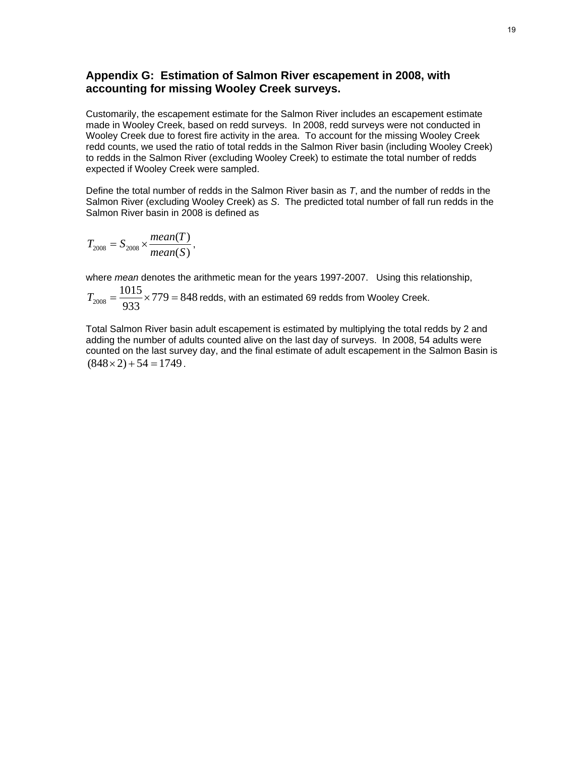## Appendix G: Estimation of Salmon River escapement in 2008, with accounting for missing Wooley Creek surveys.

Customarily, the escapement estimate for the Salmon River includes an escapement estimate made in Wooley Creek, based on redd surveys. In 2008, redd surveys were not conducted in Wooley Creek due to forest fire activity in the area. To account for the missing Wooley Creek redd counts, we used the ratio of total redds in the Salmon River basin (including Wooley Creek) to redds in the Salmon River (excluding Wooley Creek) to estimate the total number of redds expected if Wooley Creek were sampled.

Define the total number of redds in the Salmon River basin as *T*, and the number of redds in the Salmon River (excluding Wooley Creek) as *S*. The predicted total number of fall run redds in the Salmon River basin in 2008 is defined as

$$T_{2008} = S_{2008} \times \frac{mean(T)}{mean(S)},$$

where *mean* denotes the arithmetic mean for the years 1997-2007. Using this relationship, $T_{2008} = \frac{1015}{933} \times 779 = 848$ redds, with an estimated 69 redds from Wooley Creek.

Total Salmon River basin adult escapement is estimated by multiplying the total redds by 2 and adding the number of adults counted alive on the last day of surveys. In 2008, 54 adults were counted on the last survey day, and the final estimate of adult escapement in the Salmon Basin is $(848 \times 2) + 54 = 1749$.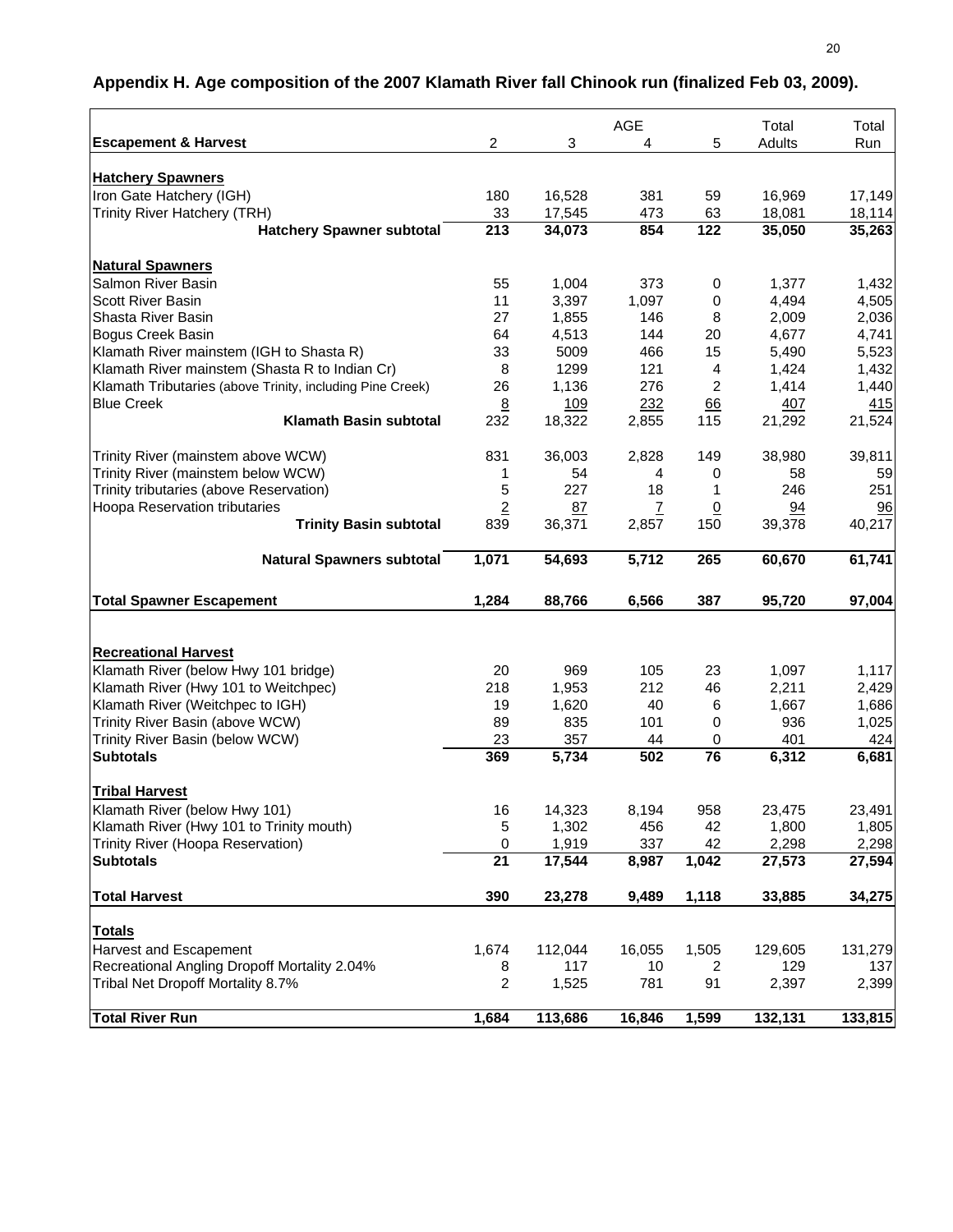## Appendix H. Age composition of the 2007 Klamath River fall Chinook run (finalized Feb 03, 2009).

| Escapement & Harvest | AGE 2 | 3 | 4 | 5 | Total Adults | Total Run |
|---|---|---|---|---|---|---|
| **Hatchery Spawners** | | | | | | |
| Iron Gate Hatchery (IGH) | 180 | 16,528 | 381 | 59 | 16,969 | 17,149 |
| Trinity River Hatchery (TRH) | 33 | 17,545 | 473 | 63 | 18,081 | 18,114 |
| **Hatchery Spawner subtotal** | **213** | **34,073** | **854** | **122** | **35,050** | **35,263** |
| **Natural Spawners** | | | | | | |
| Salmon River Basin | 55 | 1,004 | 373 | 0 | 1,377 | 1,432 |
| Scott River Basin | 11 | 3,397 | 1,097 | 0 | 4,494 | 4,505 |
| Shasta River Basin | 27 | 1,855 | 146 | 8 | 2,009 | 2,036 |
| Bogus Creek Basin | 64 | 4,513 | 144 | 20 | 4,677 | 4,741 |
| Klamath River mainstem (IGH to Shasta R) | 33 | 5009 | 466 | 15 | 5,490 | 5,523 |
| Klamath River mainstem (Shasta R to Indian Cr) | 8 | 1299 | 121 | 4 | 1,424 | 1,432 |
| Klamath Tributaries (above Trinity, including Pine Creek) | 26 | 1,136 | 276 | 2 | 1,414 | 1,440 |
| Blue Creek | 8 | 109 | 232 | 66 | 407 | 415 |
| **Klamath Basin subtotal** | 232 | 18,322 | 2,855 | 115 | 21,292 | 21,524 |
| Trinity River (mainstem above WCW) | 831 | 36,003 | 2,828 | 149 | 38,980 | 39,811 |
| Trinity River (mainstem below WCW) | 1 | 54 | 4 | 0 | 58 | 59 |
| Trinity tributaries (above Reservation) | 5 | 227 | 18 | 1 | 246 | 251 |
| Hoopa Reservation tributaries | 2 | 87 | 7 | 0 | 94 | 96 |
| **Trinity Basin subtotal** | 839 | 36,371 | 2,857 | 150 | 39,378 | 40,217 |
| **Natural Spawners subtotal** | **1,071** | **54,693** | **5,712** | **265** | **60,670** | **61,741** |
| **Total Spawner Escapement** | **1,284** | **88,766** | **6,566** | **387** | **95,720** | **97,004** |
| **Recreational Harvest** | | | | | | |
| Klamath River (below Hwy 101 bridge) | 20 | 969 | 105 | 23 | 1,097 | 1,117 |
| Klamath River (Hwy 101 to Weitchpec) | 218 | 1,953 | 212 | 46 | 2,211 | 2,429 |
| Klamath River (Weitchpec to IGH) | 19 | 1,620 | 40 | 6 | 1,667 | 1,686 |
| Trinity River Basin (above WCW) | 89 | 835 | 101 | 0 | 936 | 1,025 |
| Trinity River Basin (below WCW) | 23 | 357 | 44 | 0 | 401 | 424 |
| **Subtotals** | **369** | **5,734** | **502** | **76** | **6,312** | **6,681** |
| **Tribal Harvest** | | | | | | |
| Klamath River (below Hwy 101) | 16 | 14,323 | 8,194 | 958 | 23,475 | 23,491 |
| Klamath River (Hwy 101 to Trinity mouth) | 5 | 1,302 | 456 | 42 | 1,800 | 1,805 |
| Trinity River (Hoopa Reservation) | 0 | 1,919 | 337 | 42 | 2,298 | 2,298 |
| **Subtotals** | **21** | **17,544** | **8,987** | **1,042** | **27,573** | **27,594** |
| **Total Harvest** | **390** | **23,278** | **9,489** | **1,118** | **33,885** | **34,275** |
| **Totals** | | | | | | |
| Harvest and Escapement | 1,674 | 112,044 | 16,055 | 1,505 | 129,605 | 131,279 |
| Recreational Angling Dropoff Mortality 2.04% | 8 | 117 | 10 | 2 | 129 | 137 |
| Tribal Net Dropoff Mortality 8.7% | 2 | 1,525 | 781 | 91 | 2,397 | 2,399 |
| **Total River Run** | **1,684** | **113,686** | **16,846** | **1,599** | **132,131** | **133,815** |